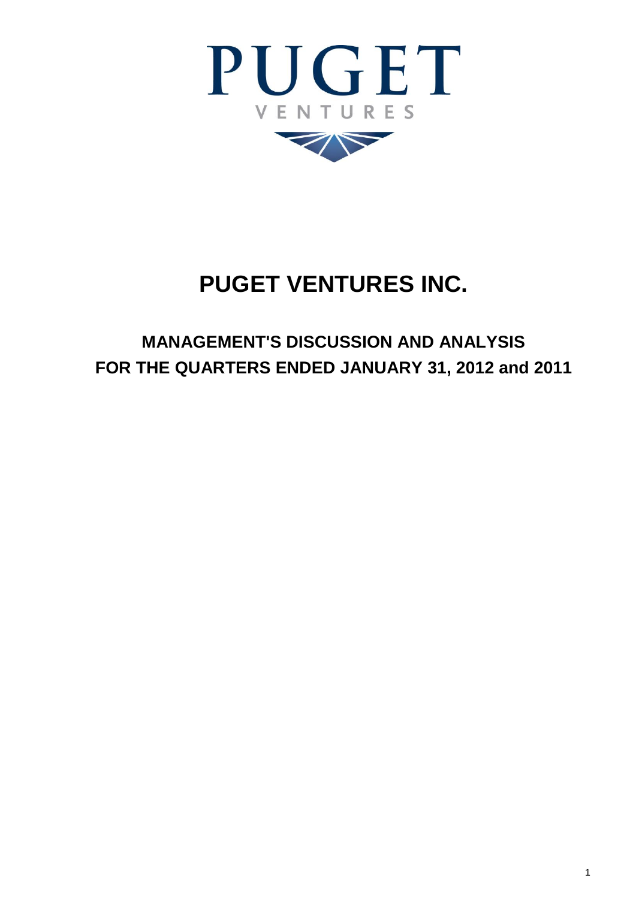PUGET

VENTURES

# PUGET VENTURES INC.

## MANAGEMENT'S DISCUSSION AND ANALYSIS
## FOR THE QUARTERS ENDED JANUARY 31, 2012 and 2011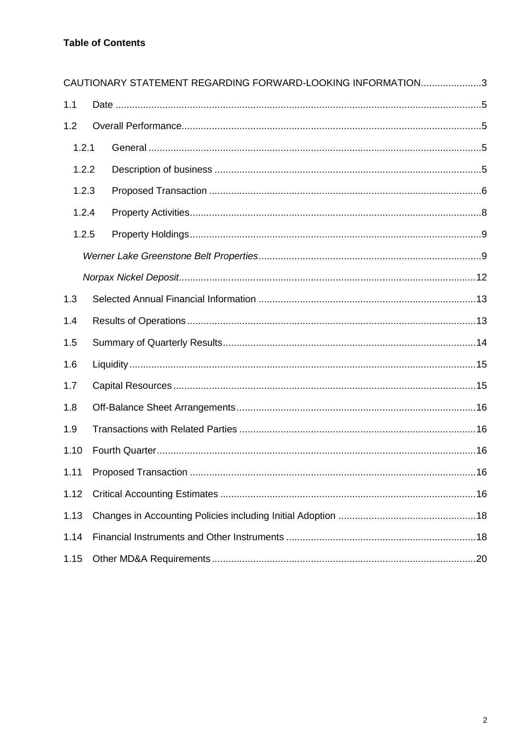**Table of Contents**

| | | |
|---|---|---|
| CAUTIONARY STATEMENT REGARDING FORWARD-LOOKING INFORMATION | | 3 |
| 1.1 | Date | 5 |
| 1.2 | Overall Performance | 5 |
| 1.2.1 | General | 5 |
| 1.2.2 | Description of business | 5 |
| 1.2.3 | Proposed Transaction | 6 |
| 1.2.4 | Property Activities | 8 |
| 1.2.5 | Property Holdings | 9 |
| | *Werner Lake Greenstone Belt Properties* | 9 |
| | *Norpax Nickel Deposit* | 12 |
| 1.3 | Selected Annual Financial Information | 13 |
| 1.4 | Results of Operations | 13 |
| 1.5 | Summary of Quarterly Results | 14 |
| 1.6 | Liquidity | 15 |
| 1.7 | Capital Resources | 15 |
| 1.8 | Off-Balance Sheet Arrangements | 16 |
| 1.9 | Transactions with Related Parties | 16 |
| 1.10 | Fourth Quarter | 16 |
| 1.11 | Proposed Transaction | 16 |
| 1.12 | Critical Accounting Estimates | 16 |
| 1.13 | Changes in Accounting Policies including Initial Adoption | 18 |
| 1.14 | Financial Instruments and Other Instruments | 18 |
| 1.15 | Other MD&A Requirements | 20 |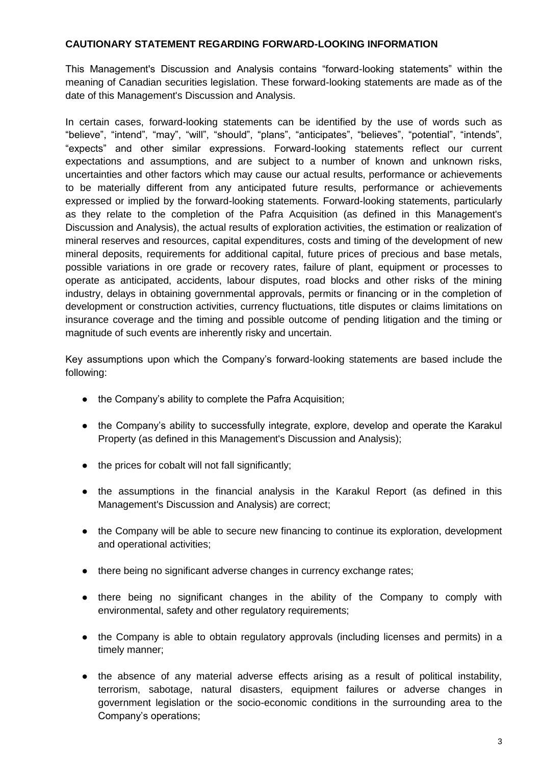## CAUTIONARY STATEMENT REGARDING FORWARD-LOOKING INFORMATION

This Management's Discussion and Analysis contains "forward-looking statements" within the meaning of Canadian securities legislation. These forward-looking statements are made as of the date of this Management's Discussion and Analysis.

In certain cases, forward-looking statements can be identified by the use of words such as "believe", "intend", "may", "will", "should", "plans", "anticipates", "believes", "potential", "intends", "expects" and other similar expressions. Forward-looking statements reflect our current expectations and assumptions, and are subject to a number of known and unknown risks, uncertainties and other factors which may cause our actual results, performance or achievements to be materially different from any anticipated future results, performance or achievements expressed or implied by the forward-looking statements. Forward-looking statements, particularly as they relate to the completion of the Pafra Acquisition (as defined in this Management's Discussion and Analysis), the actual results of exploration activities, the estimation or realization of mineral reserves and resources, capital expenditures, costs and timing of the development of new mineral deposits, requirements for additional capital, future prices of precious and base metals, possible variations in ore grade or recovery rates, failure of plant, equipment or processes to operate as anticipated, accidents, labour disputes, road blocks and other risks of the mining industry, delays in obtaining governmental approvals, permits or financing or in the completion of development or construction activities, currency fluctuations, title disputes or claims limitations on insurance coverage and the timing and possible outcome of pending litigation and the timing or magnitude of such events are inherently risky and uncertain.

Key assumptions upon which the Company's forward-looking statements are based include the following:

- the Company's ability to complete the Pafra Acquisition;
- the Company's ability to successfully integrate, explore, develop and operate the Karakul Property (as defined in this Management's Discussion and Analysis);
- the prices for cobalt will not fall significantly;
- the assumptions in the financial analysis in the Karakul Report (as defined in this Management's Discussion and Analysis) are correct;
- the Company will be able to secure new financing to continue its exploration, development and operational activities;
- there being no significant adverse changes in currency exchange rates;
- there being no significant changes in the ability of the Company to comply with environmental, safety and other regulatory requirements;
- the Company is able to obtain regulatory approvals (including licenses and permits) in a timely manner;
- the absence of any material adverse effects arising as a result of political instability, terrorism, sabotage, natural disasters, equipment failures or adverse changes in government legislation or the socio-economic conditions in the surrounding area to the Company's operations;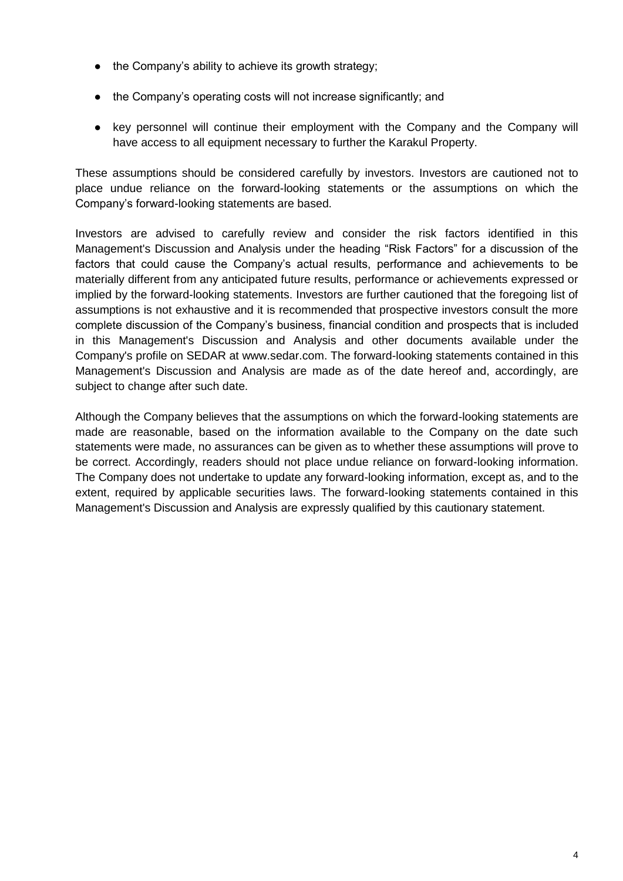- the Company's ability to achieve its growth strategy;
- the Company's operating costs will not increase significantly; and
- key personnel will continue their employment with the Company and the Company will have access to all equipment necessary to further the Karakul Property.

These assumptions should be considered carefully by investors. Investors are cautioned not to place undue reliance on the forward-looking statements or the assumptions on which the Company's forward-looking statements are based.

Investors are advised to carefully review and consider the risk factors identified in this Management's Discussion and Analysis under the heading "Risk Factors" for a discussion of the factors that could cause the Company's actual results, performance and achievements to be materially different from any anticipated future results, performance or achievements expressed or implied by the forward-looking statements. Investors are further cautioned that the foregoing list of assumptions is not exhaustive and it is recommended that prospective investors consult the more complete discussion of the Company's business, financial condition and prospects that is included in this Management's Discussion and Analysis and other documents available under the Company's profile on SEDAR at www.sedar.com. The forward-looking statements contained in this Management's Discussion and Analysis are made as of the date hereof and, accordingly, are subject to change after such date.

Although the Company believes that the assumptions on which the forward-looking statements are made are reasonable, based on the information available to the Company on the date such statements were made, no assurances can be given as to whether these assumptions will prove to be correct. Accordingly, readers should not place undue reliance on forward-looking information. The Company does not undertake to update any forward-looking information, except as, and to the extent, required by applicable securities laws. The forward-looking statements contained in this Management's Discussion and Analysis are expressly qualified by this cautionary statement.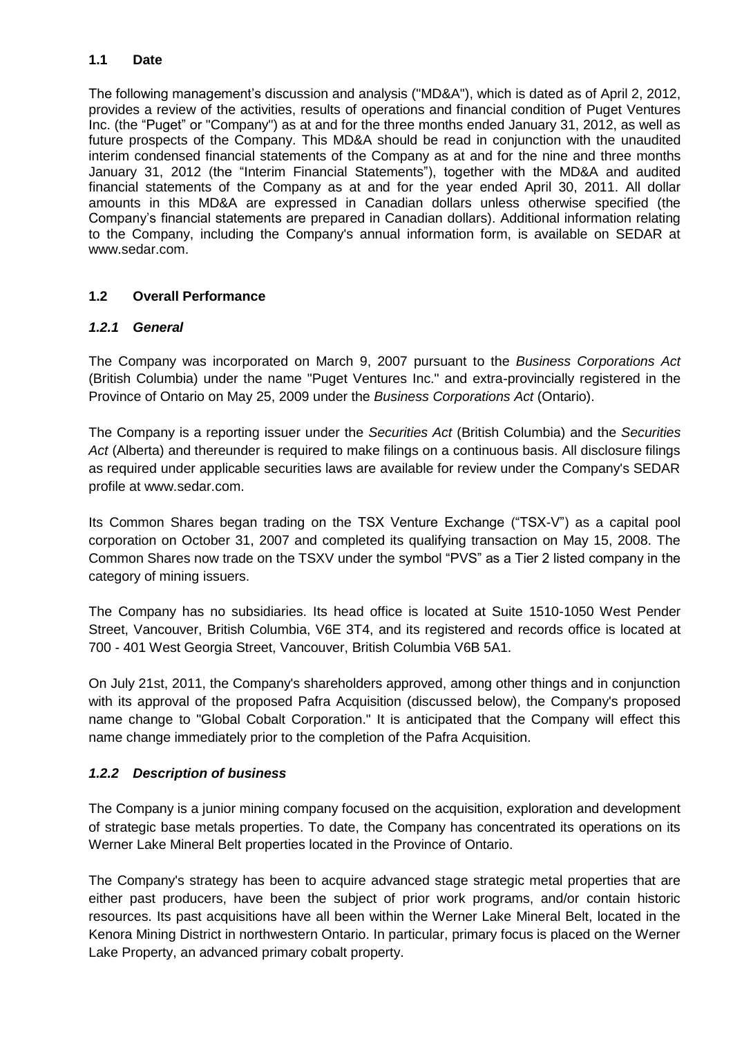## 1.1 Date

The following management's discussion and analysis ("MD&A"), which is dated as of April 2, 2012, provides a review of the activities, results of operations and financial condition of Puget Ventures Inc. (the "Puget" or "Company") as at and for the three months ended January 31, 2012, as well as future prospects of the Company. This MD&A should be read in conjunction with the unaudited interim condensed financial statements of the Company as at and for the nine and three months January 31, 2012 (the "Interim Financial Statements"), together with the MD&A and audited financial statements of the Company as at and for the year ended April 30, 2011. All dollar amounts in this MD&A are expressed in Canadian dollars unless otherwise specified (the Company's financial statements are prepared in Canadian dollars). Additional information relating to the Company, including the Company's annual information form, is available on SEDAR at www.sedar.com.

## 1.2 Overall Performance

### *1.2.1 General*

The Company was incorporated on March 9, 2007 pursuant to the *Business Corporations Act* (British Columbia) under the name "Puget Ventures Inc." and extra-provincially registered in the Province of Ontario on May 25, 2009 under the *Business Corporations Act* (Ontario).

The Company is a reporting issuer under the *Securities Act* (British Columbia) and the *Securities Act* (Alberta) and thereunder is required to make filings on a continuous basis. All disclosure filings as required under applicable securities laws are available for review under the Company's SEDAR profile at www.sedar.com.

Its Common Shares began trading on the TSX Venture Exchange ("TSX-V") as a capital pool corporation on October 31, 2007 and completed its qualifying transaction on May 15, 2008. The Common Shares now trade on the TSXV under the symbol "PVS" as a Tier 2 listed company in the category of mining issuers.

The Company has no subsidiaries. Its head office is located at Suite 1510-1050 West Pender Street, Vancouver, British Columbia, V6E 3T4, and its registered and records office is located at 700 - 401 West Georgia Street, Vancouver, British Columbia V6B 5A1.

On July 21st, 2011, the Company's shareholders approved, among other things and in conjunction with its approval of the proposed Pafra Acquisition (discussed below), the Company's proposed name change to "Global Cobalt Corporation." It is anticipated that the Company will effect this name change immediately prior to the completion of the Pafra Acquisition.

### *1.2.2 Description of business*

The Company is a junior mining company focused on the acquisition, exploration and development of strategic base metals properties. To date, the Company has concentrated its operations on its Werner Lake Mineral Belt properties located in the Province of Ontario.

The Company's strategy has been to acquire advanced stage strategic metal properties that are either past producers, have been the subject of prior work programs, and/or contain historic resources. Its past acquisitions have all been within the Werner Lake Mineral Belt, located in the Kenora Mining District in northwestern Ontario. In particular, primary focus is placed on the Werner Lake Property, an advanced primary cobalt property.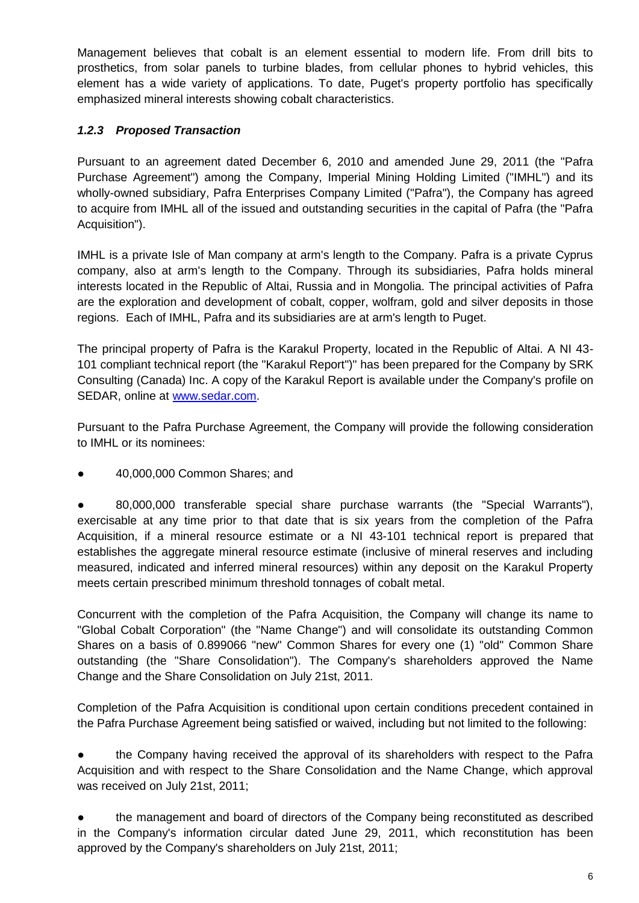Management believes that cobalt is an element essential to modern life. From drill bits to prosthetics, from solar panels to turbine blades, from cellular phones to hybrid vehicles, this element has a wide variety of applications. To date, Puget's property portfolio has specifically emphasized mineral interests showing cobalt characteristics.

### *1.2.3 Proposed Transaction*

Pursuant to an agreement dated December 6, 2010 and amended June 29, 2011 (the "Pafra Purchase Agreement") among the Company, Imperial Mining Holding Limited ("IMHL") and its wholly-owned subsidiary, Pafra Enterprises Company Limited ("Pafra"), the Company has agreed to acquire from IMHL all of the issued and outstanding securities in the capital of Pafra (the "Pafra Acquisition").

IMHL is a private Isle of Man company at arm's length to the Company. Pafra is a private Cyprus company, also at arm's length to the Company. Through its subsidiaries, Pafra holds mineral interests located in the Republic of Altai, Russia and in Mongolia. The principal activities of Pafra are the exploration and development of cobalt, copper, wolfram, gold and silver deposits in those regions. Each of IMHL, Pafra and its subsidiaries are at arm's length to Puget.

The principal property of Pafra is the Karakul Property, located in the Republic of Altai. A NI 43-101 compliant technical report (the "Karakul Report")" has been prepared for the Company by SRK Consulting (Canada) Inc. A copy of the Karakul Report is available under the Company's profile on SEDAR, online at [www.sedar.com](http://www.sedar.com).

Pursuant to the Pafra Purchase Agreement, the Company will provide the following consideration to IMHL or its nominees:

- 40,000,000 Common Shares; and
- 80,000,000 transferable special share purchase warrants (the "Special Warrants"), exercisable at any time prior to that date that is six years from the completion of the Pafra Acquisition, if a mineral resource estimate or a NI 43-101 technical report is prepared that establishes the aggregate mineral resource estimate (inclusive of mineral reserves and including measured, indicated and inferred mineral resources) within any deposit on the Karakul Property meets certain prescribed minimum threshold tonnages of cobalt metal.

Concurrent with the completion of the Pafra Acquisition, the Company will change its name to "Global Cobalt Corporation" (the "Name Change") and will consolidate its outstanding Common Shares on a basis of 0.899066 "new" Common Shares for every one (1) "old" Common Share outstanding (the "Share Consolidation"). The Company's shareholders approved the Name Change and the Share Consolidation on July 21st, 2011.

Completion of the Pafra Acquisition is conditional upon certain conditions precedent contained in the Pafra Purchase Agreement being satisfied or waived, including but not limited to the following:

- the Company having received the approval of its shareholders with respect to the Pafra Acquisition and with respect to the Share Consolidation and the Name Change, which approval was received on July 21st, 2011;
- the management and board of directors of the Company being reconstituted as described in the Company's information circular dated June 29, 2011, which reconstitution has been approved by the Company's shareholders on July 21st, 2011;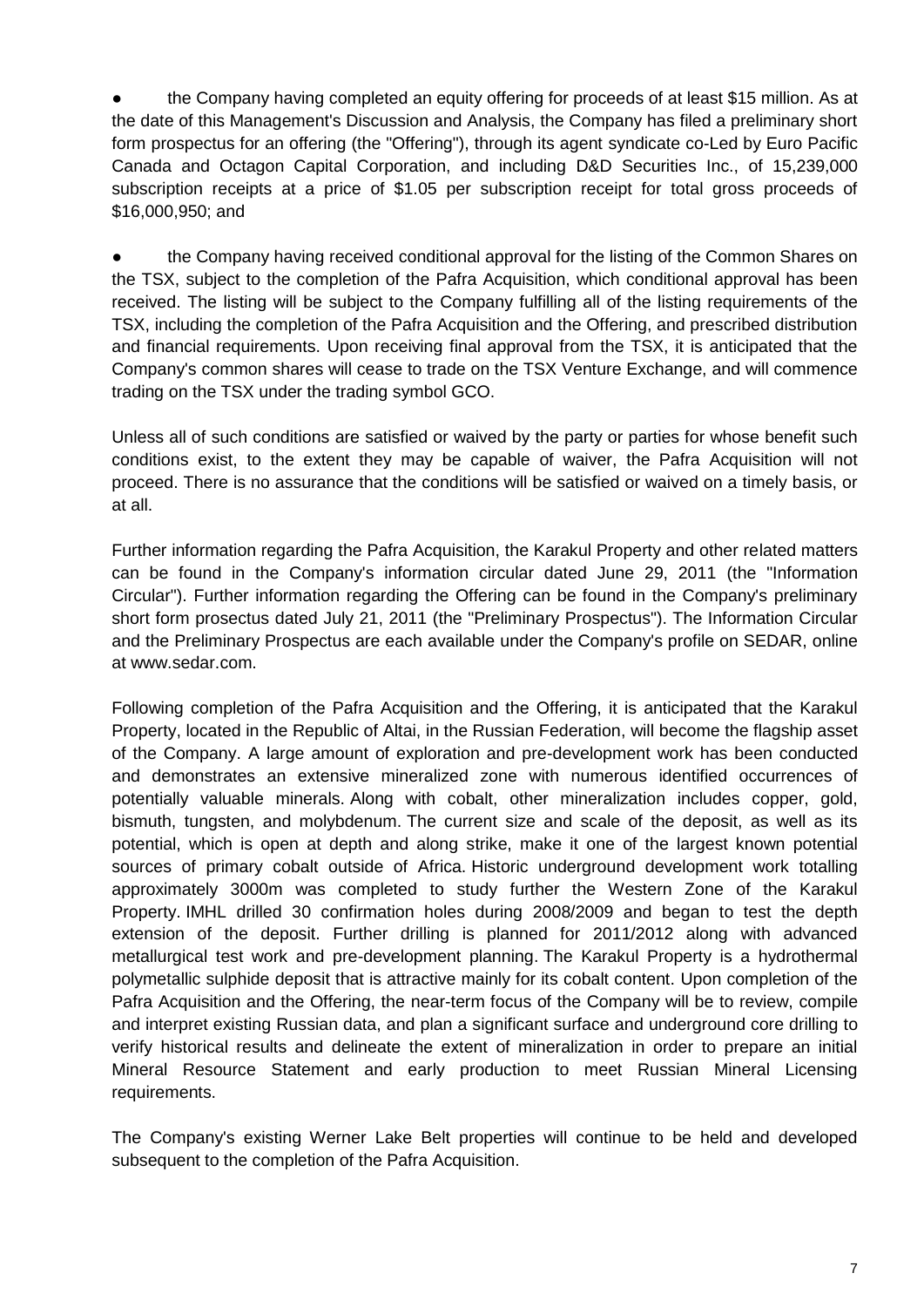- the Company having completed an equity offering for proceeds of at least $15 million. As at the date of this Management's Discussion and Analysis, the Company has filed a preliminary short form prospectus for an offering (the "Offering"), through its agent syndicate co-Led by Euro Pacific Canada and Octagon Capital Corporation, and including D&D Securities Inc., of 15,239,000 subscription receipts at a price of $1.05 per subscription receipt for total gross proceeds of $16,000,950; and

- the Company having received conditional approval for the listing of the Common Shares on the TSX, subject to the completion of the Pafra Acquisition, which conditional approval has been received. The listing will be subject to the Company fulfilling all of the listing requirements of the TSX, including the completion of the Pafra Acquisition and the Offering, and prescribed distribution and financial requirements. Upon receiving final approval from the TSX, it is anticipated that the Company's common shares will cease to trade on the TSX Venture Exchange, and will commence trading on the TSX under the trading symbol GCO.

Unless all of such conditions are satisfied or waived by the party or parties for whose benefit such conditions exist, to the extent they may be capable of waiver, the Pafra Acquisition will not proceed. There is no assurance that the conditions will be satisfied or waived on a timely basis, or at all.

Further information regarding the Pafra Acquisition, the Karakul Property and other related matters can be found in the Company's information circular dated June 29, 2011 (the "Information Circular"). Further information regarding the Offering can be found in the Company's preliminary short form prosectus dated July 21, 2011 (the "Preliminary Prospectus"). The Information Circular and the Preliminary Prospectus are each available under the Company's profile on SEDAR, online at www.sedar.com.

Following completion of the Pafra Acquisition and the Offering, it is anticipated that the Karakul Property, located in the Republic of Altai, in the Russian Federation, will become the flagship asset of the Company. A large amount of exploration and pre-development work has been conducted and demonstrates an extensive mineralized zone with numerous identified occurrences of potentially valuable minerals. Along with cobalt, other mineralization includes copper, gold, bismuth, tungsten, and molybdenum. The current size and scale of the deposit, as well as its potential, which is open at depth and along strike, make it one of the largest known potential sources of primary cobalt outside of Africa. Historic underground development work totalling approximately 3000m was completed to study further the Western Zone of the Karakul Property. IMHL drilled 30 confirmation holes during 2008/2009 and began to test the depth extension of the deposit. Further drilling is planned for 2011/2012 along with advanced metallurgical test work and pre-development planning. The Karakul Property is a hydrothermal polymetallic sulphide deposit that is attractive mainly for its cobalt content. Upon completion of the Pafra Acquisition and the Offering, the near-term focus of the Company will be to review, compile and interpret existing Russian data, and plan a significant surface and underground core drilling to verify historical results and delineate the extent of mineralization in order to prepare an initial Mineral Resource Statement and early production to meet Russian Mineral Licensing requirements.

The Company's existing Werner Lake Belt properties will continue to be held and developed subsequent to the completion of the Pafra Acquisition.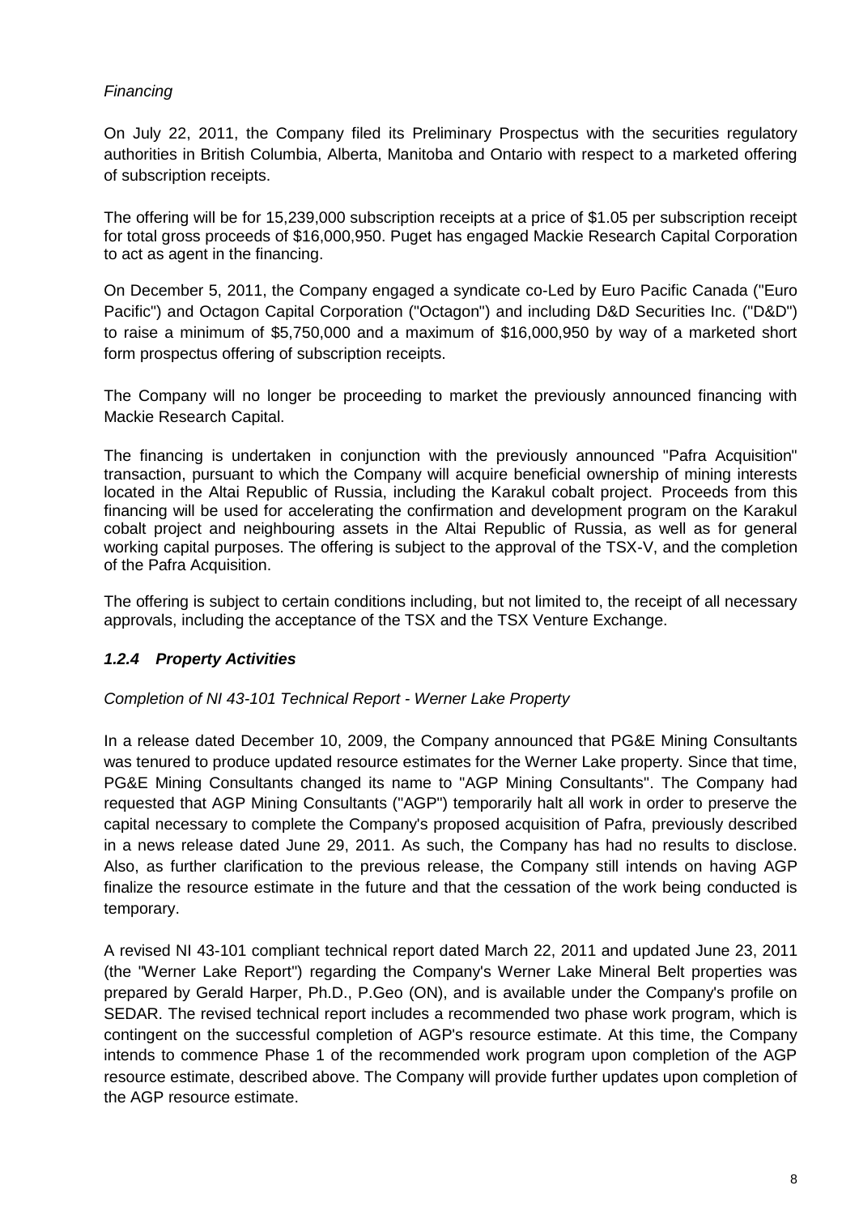*Financing*

On July 22, 2011, the Company filed its Preliminary Prospectus with the securities regulatory authorities in British Columbia, Alberta, Manitoba and Ontario with respect to a marketed offering of subscription receipts.

The offering will be for 15,239,000 subscription receipts at a price of $1.05 per subscription receipt for total gross proceeds of $16,000,950. Puget has engaged Mackie Research Capital Corporation to act as agent in the financing.

On December 5, 2011, the Company engaged a syndicate co-Led by Euro Pacific Canada ("Euro Pacific") and Octagon Capital Corporation ("Octagon") and including D&D Securities Inc. ("D&D") to raise a minimum of $5,750,000 and a maximum of $16,000,950 by way of a marketed short form prospectus offering of subscription receipts.

The Company will no longer be proceeding to market the previously announced financing with Mackie Research Capital.

The financing is undertaken in conjunction with the previously announced "Pafra Acquisition" transaction, pursuant to which the Company will acquire beneficial ownership of mining interests located in the Altai Republic of Russia, including the Karakul cobalt project. Proceeds from this financing will be used for accelerating the confirmation and development program on the Karakul cobalt project and neighbouring assets in the Altai Republic of Russia, as well as for general working capital purposes. The offering is subject to the approval of the TSX-V, and the completion of the Pafra Acquisition.

The offering is subject to certain conditions including, but not limited to, the receipt of all necessary approvals, including the acceptance of the TSX and the TSX Venture Exchange.

### *1.2.4 Property Activities*

*Completion of NI 43-101 Technical Report - Werner Lake Property*

In a release dated December 10, 2009, the Company announced that PG&E Mining Consultants was tenured to produce updated resource estimates for the Werner Lake property. Since that time, PG&E Mining Consultants changed its name to "AGP Mining Consultants". The Company had requested that AGP Mining Consultants ("AGP") temporarily halt all work in order to preserve the capital necessary to complete the Company's proposed acquisition of Pafra, previously described in a news release dated June 29, 2011. As such, the Company has had no results to disclose. Also, as further clarification to the previous release, the Company still intends on having AGP finalize the resource estimate in the future and that the cessation of the work being conducted is temporary.

A revised NI 43-101 compliant technical report dated March 22, 2011 and updated June 23, 2011 (the "Werner Lake Report") regarding the Company's Werner Lake Mineral Belt properties was prepared by Gerald Harper, Ph.D., P.Geo (ON), and is available under the Company's profile on SEDAR. The revised technical report includes a recommended two phase work program, which is contingent on the successful completion of AGP's resource estimate. At this time, the Company intends to commence Phase 1 of the recommended work program upon completion of the AGP resource estimate, described above. The Company will provide further updates upon completion of the AGP resource estimate.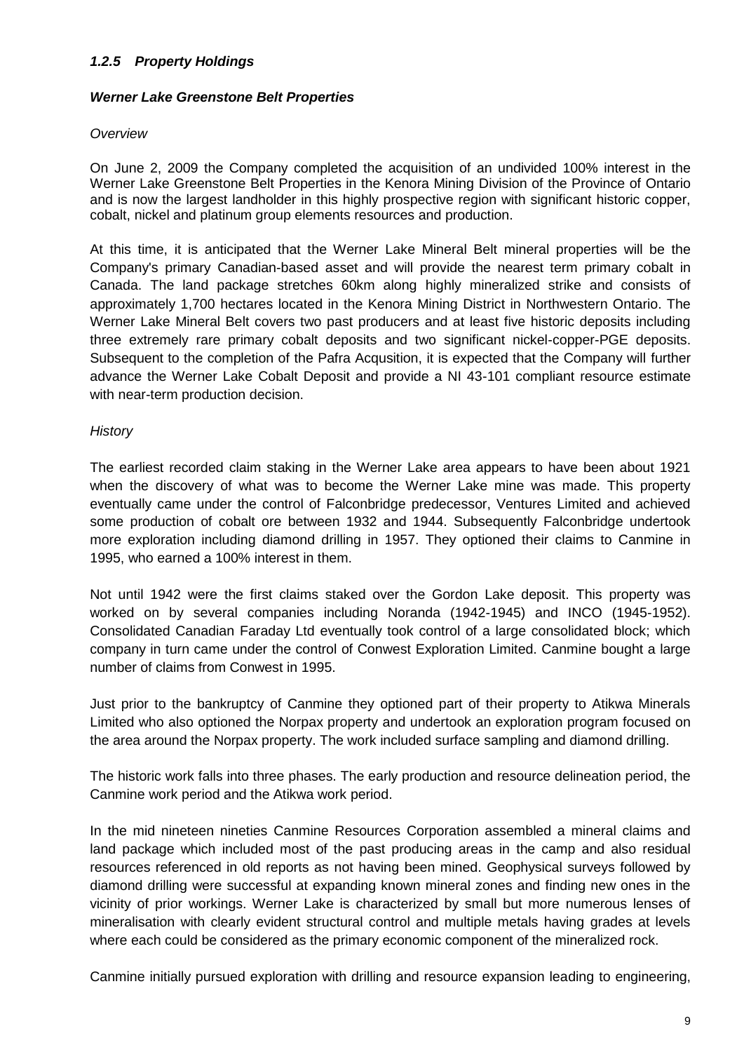### *1.2.5 Property Holdings*

***Werner Lake Greenstone Belt Properties***

*Overview*

On June 2, 2009 the Company completed the acquisition of an undivided 100% interest in the Werner Lake Greenstone Belt Properties in the Kenora Mining Division of the Province of Ontario and is now the largest landholder in this highly prospective region with significant historic copper, cobalt, nickel and platinum group elements resources and production.

At this time, it is anticipated that the Werner Lake Mineral Belt mineral properties will be the Company's primary Canadian-based asset and will provide the nearest term primary cobalt in Canada. The land package stretches 60km along highly mineralized strike and consists of approximately 1,700 hectares located in the Kenora Mining District in Northwestern Ontario. The Werner Lake Mineral Belt covers two past producers and at least five historic deposits including three extremely rare primary cobalt deposits and two significant nickel-copper-PGE deposits. Subsequent to the completion of the Pafra Acqusition, it is expected that the Company will further advance the Werner Lake Cobalt Deposit and provide a NI 43-101 compliant resource estimate with near-term production decision.

*History*

The earliest recorded claim staking in the Werner Lake area appears to have been about 1921 when the discovery of what was to become the Werner Lake mine was made. This property eventually came under the control of Falconbridge predecessor, Ventures Limited and achieved some production of cobalt ore between 1932 and 1944. Subsequently Falconbridge undertook more exploration including diamond drilling in 1957. They optioned their claims to Canmine in 1995, who earned a 100% interest in them.

Not until 1942 were the first claims staked over the Gordon Lake deposit. This property was worked on by several companies including Noranda (1942-1945) and INCO (1945-1952). Consolidated Canadian Faraday Ltd eventually took control of a large consolidated block; which company in turn came under the control of Conwest Exploration Limited. Canmine bought a large number of claims from Conwest in 1995.

Just prior to the bankruptcy of Canmine they optioned part of their property to Atikwa Minerals Limited who also optioned the Norpax property and undertook an exploration program focused on the area around the Norpax property. The work included surface sampling and diamond drilling.

The historic work falls into three phases. The early production and resource delineation period, the Canmine work period and the Atikwa work period.

In the mid nineteen nineties Canmine Resources Corporation assembled a mineral claims and land package which included most of the past producing areas in the camp and also residual resources referenced in old reports as not having been mined. Geophysical surveys followed by diamond drilling were successful at expanding known mineral zones and finding new ones in the vicinity of prior workings. Werner Lake is characterized by small but more numerous lenses of mineralisation with clearly evident structural control and multiple metals having grades at levels where each could be considered as the primary economic component of the mineralized rock.

Canmine initially pursued exploration with drilling and resource expansion leading to engineering,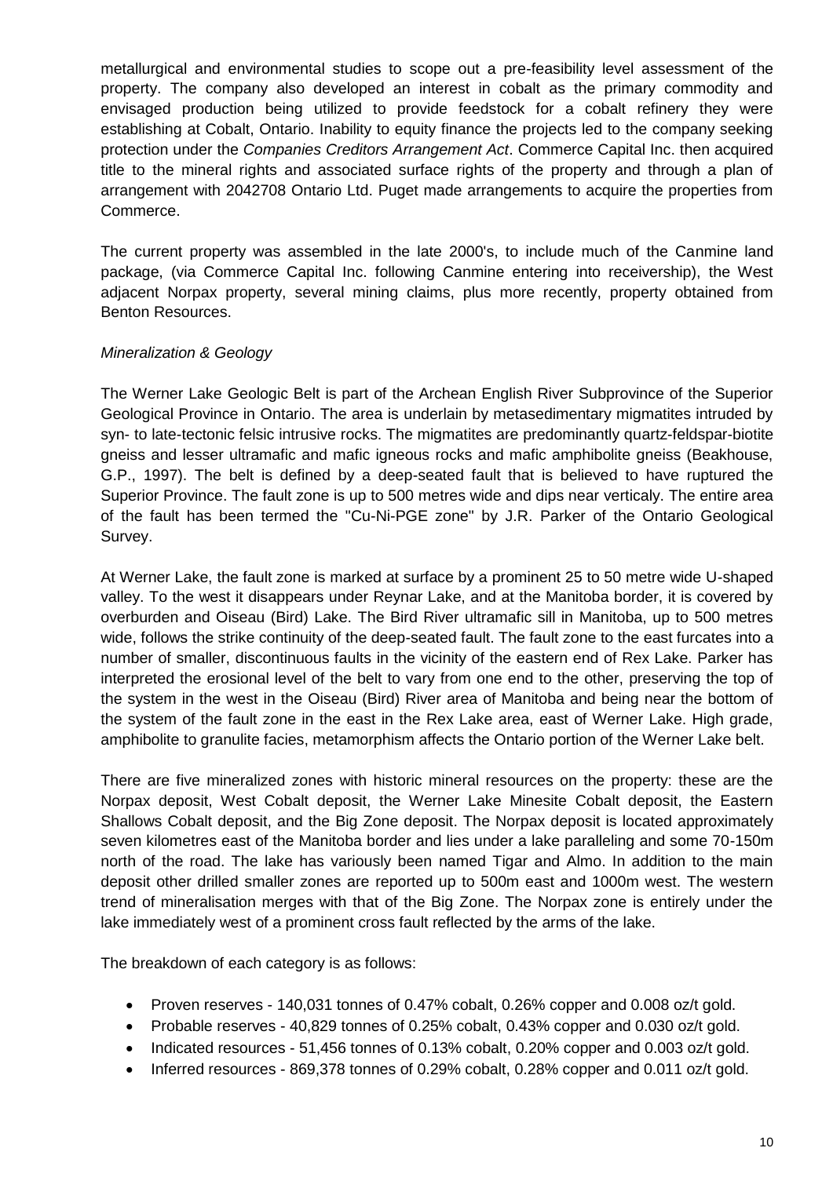metallurgical and environmental studies to scope out a pre-feasibility level assessment of the property. The company also developed an interest in cobalt as the primary commodity and envisaged production being utilized to provide feedstock for a cobalt refinery they were establishing at Cobalt, Ontario. Inability to equity finance the projects led to the company seeking protection under the *Companies Creditors Arrangement Act*. Commerce Capital Inc. then acquired title to the mineral rights and associated surface rights of the property and through a plan of arrangement with 2042708 Ontario Ltd. Puget made arrangements to acquire the properties from Commerce.

The current property was assembled in the late 2000's, to include much of the Canmine land package, (via Commerce Capital Inc. following Canmine entering into receivership), the West adjacent Norpax property, several mining claims, plus more recently, property obtained from Benton Resources.

*Mineralization & Geology*

The Werner Lake Geologic Belt is part of the Archean English River Subprovince of the Superior Geological Province in Ontario. The area is underlain by metasedimentary migmatites intruded by syn- to late-tectonic felsic intrusive rocks. The migmatites are predominantly quartz-feldspar-biotite gneiss and lesser ultramafic and mafic igneous rocks and mafic amphibolite gneiss (Beakhouse, G.P., 1997). The belt is defined by a deep-seated fault that is believed to have ruptured the Superior Province. The fault zone is up to 500 metres wide and dips near verticaly. The entire area of the fault has been termed the "Cu-Ni-PGE zone" by J.R. Parker of the Ontario Geological Survey.

At Werner Lake, the fault zone is marked at surface by a prominent 25 to 50 metre wide U-shaped valley. To the west it disappears under Reynar Lake, and at the Manitoba border, it is covered by overburden and Oiseau (Bird) Lake. The Bird River ultramafic sill in Manitoba, up to 500 metres wide, follows the strike continuity of the deep-seated fault. The fault zone to the east furcates into a number of smaller, discontinuous faults in the vicinity of the eastern end of Rex Lake. Parker has interpreted the erosional level of the belt to vary from one end to the other, preserving the top of the system in the west in the Oiseau (Bird) River area of Manitoba and being near the bottom of the system of the fault zone in the east in the Rex Lake area, east of Werner Lake. High grade, amphibolite to granulite facies, metamorphism affects the Ontario portion of the Werner Lake belt.

There are five mineralized zones with historic mineral resources on the property: these are the Norpax deposit, West Cobalt deposit, the Werner Lake Minesite Cobalt deposit, the Eastern Shallows Cobalt deposit, and the Big Zone deposit. The Norpax deposit is located approximately seven kilometres east of the Manitoba border and lies under a lake paralleling and some 70-150m north of the road. The lake has variously been named Tigar and Almo. In addition to the main deposit other drilled smaller zones are reported up to 500m east and 1000m west. The western trend of mineralisation merges with that of the Big Zone. The Norpax zone is entirely under the lake immediately west of a prominent cross fault reflected by the arms of the lake.

The breakdown of each category is as follows:

- Proven reserves - 140,031 tonnes of 0.47% cobalt, 0.26% copper and 0.008 oz/t gold.
- Probable reserves - 40,829 tonnes of 0.25% cobalt, 0.43% copper and 0.030 oz/t gold.
- Indicated resources - 51,456 tonnes of 0.13% cobalt, 0.20% copper and 0.003 oz/t gold.
- Inferred resources - 869,378 tonnes of 0.29% cobalt, 0.28% copper and 0.011 oz/t gold.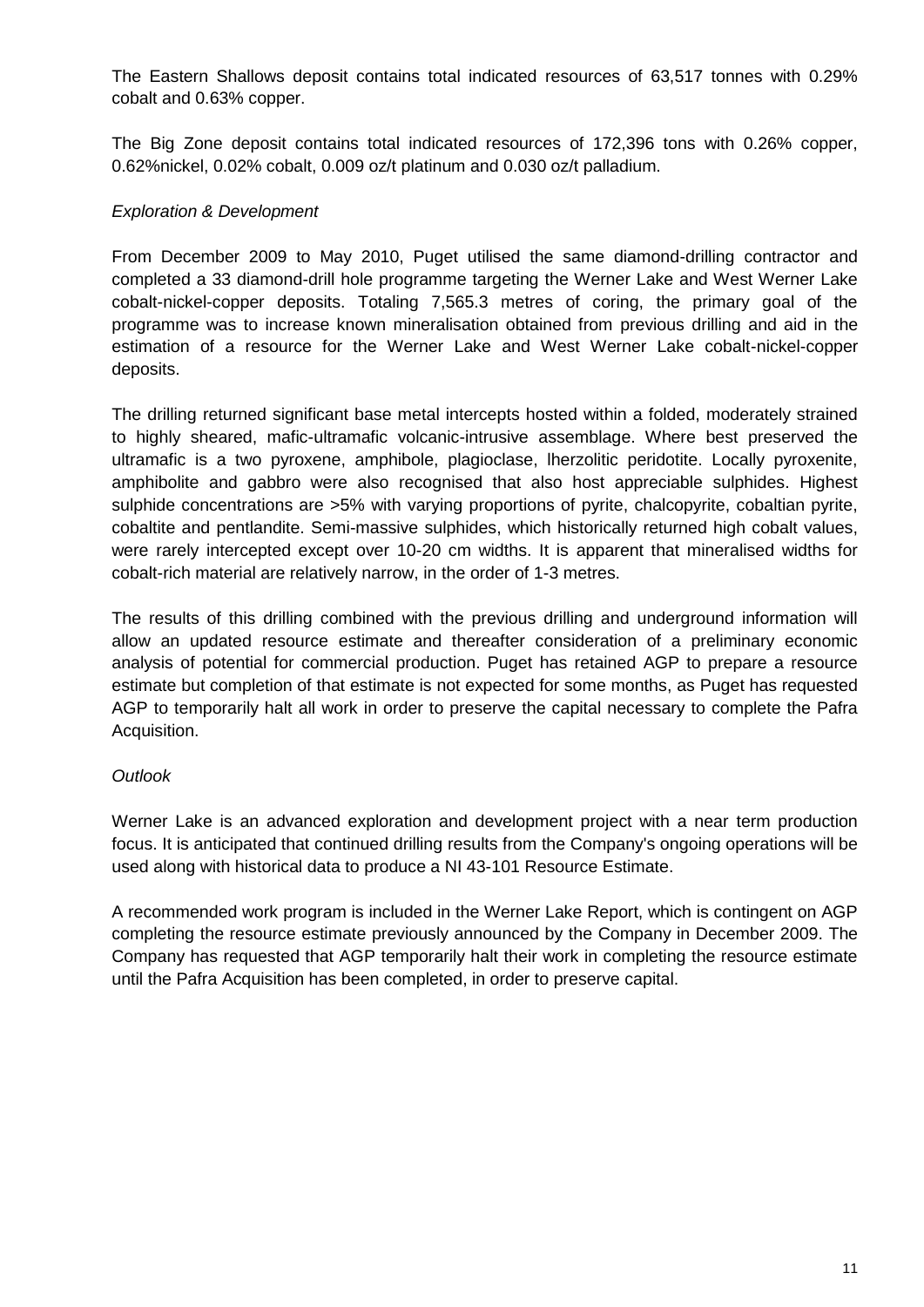The Eastern Shallows deposit contains total indicated resources of 63,517 tonnes with 0.29% cobalt and 0.63% copper.

The Big Zone deposit contains total indicated resources of 172,396 tons with 0.26% copper, 0.62%nickel, 0.02% cobalt, 0.009 oz/t platinum and 0.030 oz/t palladium.

*Exploration & Development*

From December 2009 to May 2010, Puget utilised the same diamond-drilling contractor and completed a 33 diamond-drill hole programme targeting the Werner Lake and West Werner Lake cobalt-nickel-copper deposits. Totaling 7,565.3 metres of coring, the primary goal of the programme was to increase known mineralisation obtained from previous drilling and aid in the estimation of a resource for the Werner Lake and West Werner Lake cobalt-nickel-copper deposits.

The drilling returned significant base metal intercepts hosted within a folded, moderately strained to highly sheared, mafic-ultramafic volcanic-intrusive assemblage. Where best preserved the ultramafic is a two pyroxene, amphibole, plagioclase, lherzolitic peridotite. Locally pyroxenite, amphibolite and gabbro were also recognised that also host appreciable sulphides. Highest sulphide concentrations are >5% with varying proportions of pyrite, chalcopyrite, cobaltian pyrite, cobaltite and pentlandite. Semi-massive sulphides, which historically returned high cobalt values, were rarely intercepted except over 10-20 cm widths. It is apparent that mineralised widths for cobalt-rich material are relatively narrow, in the order of 1-3 metres.

The results of this drilling combined with the previous drilling and underground information will allow an updated resource estimate and thereafter consideration of a preliminary economic analysis of potential for commercial production. Puget has retained AGP to prepare a resource estimate but completion of that estimate is not expected for some months, as Puget has requested AGP to temporarily halt all work in order to preserve the capital necessary to complete the Pafra Acquisition.

*Outlook*

Werner Lake is an advanced exploration and development project with a near term production focus. It is anticipated that continued drilling results from the Company's ongoing operations will be used along with historical data to produce a NI 43-101 Resource Estimate.

A recommended work program is included in the Werner Lake Report, which is contingent on AGP completing the resource estimate previously announced by the Company in December 2009. The Company has requested that AGP temporarily halt their work in completing the resource estimate until the Pafra Acquisition has been completed, in order to preserve capital.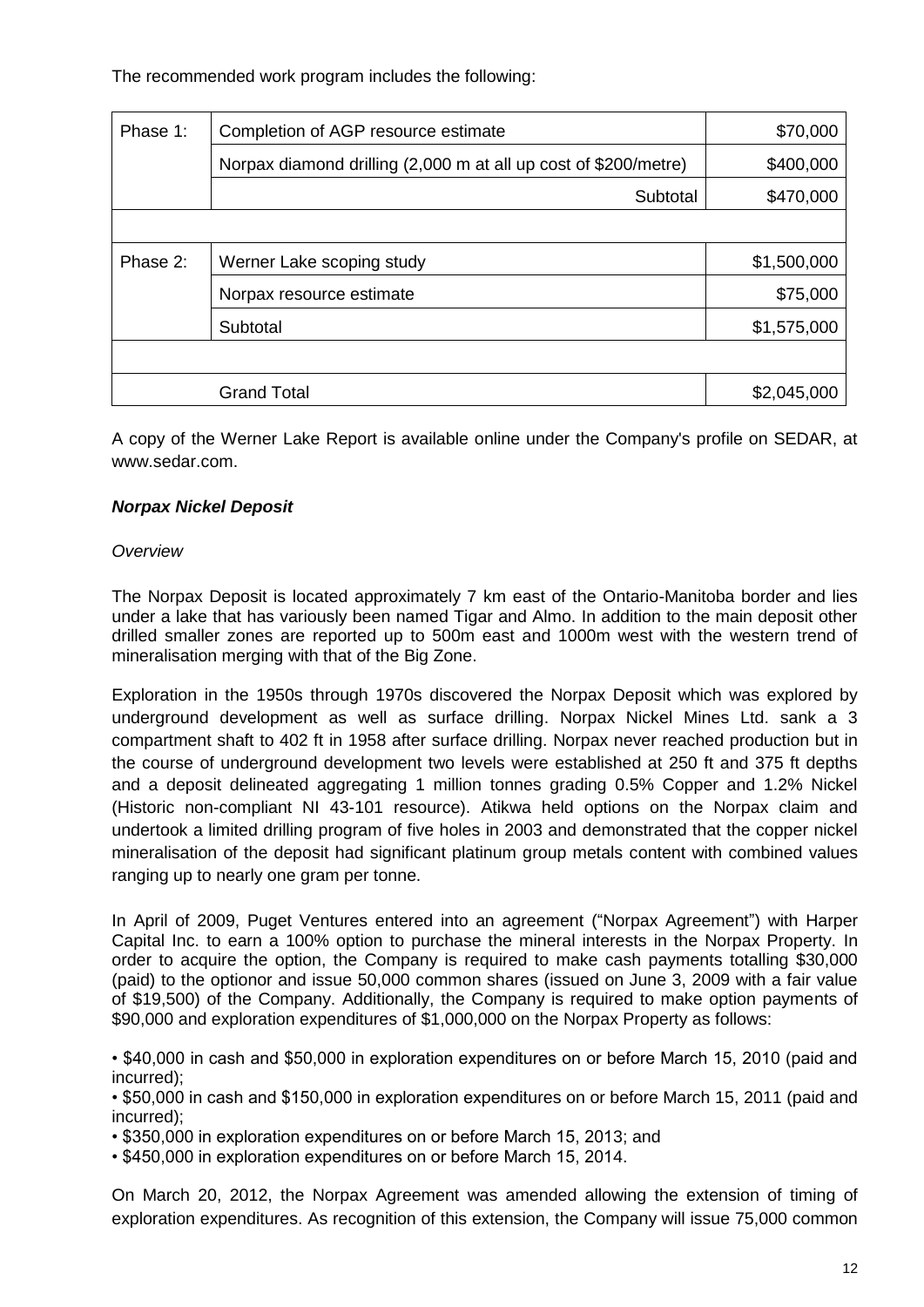The recommended work program includes the following:

| Phase 1: | Completion of AGP resource estimate | $70,000 |
|---|---|---|
| | Norpax diamond drilling (2,000 m at all up cost of $200/metre) | $400,000 |
| | Subtotal | $470,000 |
| | | |
| Phase 2: | Werner Lake scoping study | $1,500,000 |
| | Norpax resource estimate | $75,000 |
| | Subtotal | $1,575,000 |
| | | |
| | Grand Total | $2,045,000 |

A copy of the Werner Lake Report is available online under the Company's profile on SEDAR, at www.sedar.com.

***Norpax Nickel Deposit***

*Overview*

The Norpax Deposit is located approximately 7 km east of the Ontario-Manitoba border and lies under a lake that has variously been named Tigar and Almo. In addition to the main deposit other drilled smaller zones are reported up to 500m east and 1000m west with the western trend of mineralisation merging with that of the Big Zone.

Exploration in the 1950s through 1970s discovered the Norpax Deposit which was explored by underground development as well as surface drilling. Norpax Nickel Mines Ltd. sank a 3 compartment shaft to 402 ft in 1958 after surface drilling. Norpax never reached production but in the course of underground development two levels were established at 250 ft and 375 ft depths and a deposit delineated aggregating 1 million tonnes grading 0.5% Copper and 1.2% Nickel (Historic non-compliant NI 43-101 resource). Atikwa held options on the Norpax claim and undertook a limited drilling program of five holes in 2003 and demonstrated that the copper nickel mineralisation of the deposit had significant platinum group metals content with combined values ranging up to nearly one gram per tonne.

In April of 2009, Puget Ventures entered into an agreement ("Norpax Agreement") with Harper Capital Inc. to earn a 100% option to purchase the mineral interests in the Norpax Property. In order to acquire the option, the Company is required to make cash payments totalling $30,000 (paid) to the optionor and issue 50,000 common shares (issued on June 3, 2009 with a fair value of $19,500) of the Company. Additionally, the Company is required to make option payments of $90,000 and exploration expenditures of $1,000,000 on the Norpax Property as follows:

- $40,000 in cash and $50,000 in exploration expenditures on or before March 15, 2010 (paid and incurred);
- $50,000 in cash and $150,000 in exploration expenditures on or before March 15, 2011 (paid and incurred);
- $350,000 in exploration expenditures on or before March 15, 2013; and
- $450,000 in exploration expenditures on or before March 15, 2014.

On March 20, 2012, the Norpax Agreement was amended allowing the extension of timing of exploration expenditures. As recognition of this extension, the Company will issue 75,000 common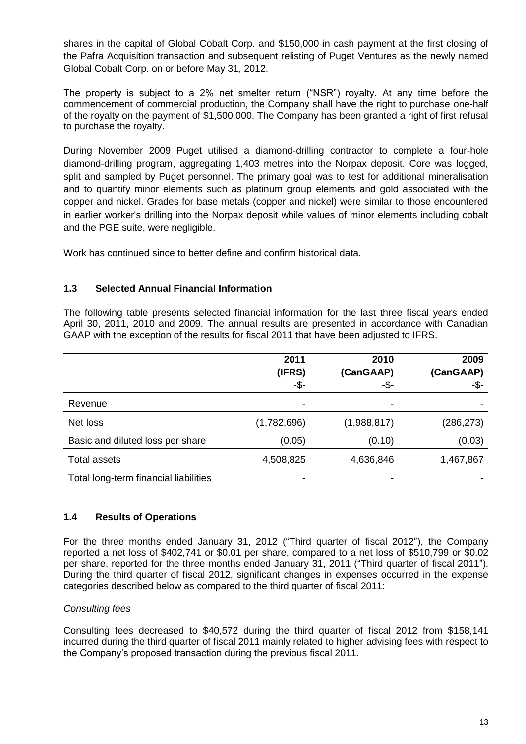shares in the capital of Global Cobalt Corp. and $150,000 in cash payment at the first closing of the Pafra Acquisition transaction and subsequent relisting of Puget Ventures as the newly named Global Cobalt Corp. on or before May 31, 2012.

The property is subject to a 2% net smelter return ("NSR") royalty. At any time before the commencement of commercial production, the Company shall have the right to purchase one-half of the royalty on the payment of $1,500,000. The Company has been granted a right of first refusal to purchase the royalty.

During November 2009 Puget utilised a diamond-drilling contractor to complete a four-hole diamond-drilling program, aggregating 1,403 metres into the Norpax deposit. Core was logged, split and sampled by Puget personnel. The primary goal was to test for additional mineralisation and to quantify minor elements such as platinum group elements and gold associated with the copper and nickel. Grades for base metals (copper and nickel) were similar to those encountered in earlier worker's drilling into the Norpax deposit while values of minor elements including cobalt and the PGE suite, were negligible.

Work has continued since to better define and confirm historical data.

## 1.3 Selected Annual Financial Information

The following table presents selected financial information for the last three fiscal years ended April 30, 2011, 2010 and 2009. The annual results are presented in accordance with Canadian GAAP with the exception of the results for fiscal 2011 that have been adjusted to IFRS.

| | 2011 (IFRS) -$- | 2010 (CanGAAP) -$- | 2009 (CanGAAP) -$- |
|---|---|---|---|
| Revenue | - | - | - |
| Net loss | (1,782,696) | (1,988,817) | (286,273) |
| Basic and diluted loss per share | (0.05) | (0.10) | (0.03) |
| Total assets | 4,508,825 | 4,636,846 | 1,467,867 |
| Total long-term financial liabilities | - | - | - |

## 1.4 Results of Operations

For the three months ended January 31, 2012 ("Third quarter of fiscal 2012"), the Company reported a net loss of $402,741 or $0.01 per share, compared to a net loss of $510,799 or $0.02 per share, reported for the three months ended January 31, 2011 ("Third quarter of fiscal 2011"). During the third quarter of fiscal 2012, significant changes in expenses occurred in the expense categories described below as compared to the third quarter of fiscal 2011:

*Consulting fees*

Consulting fees decreased to $40,572 during the third quarter of fiscal 2012 from $158,141 incurred during the third quarter of fiscal 2011 mainly related to higher advising fees with respect to the Company's proposed transaction during the previous fiscal 2011.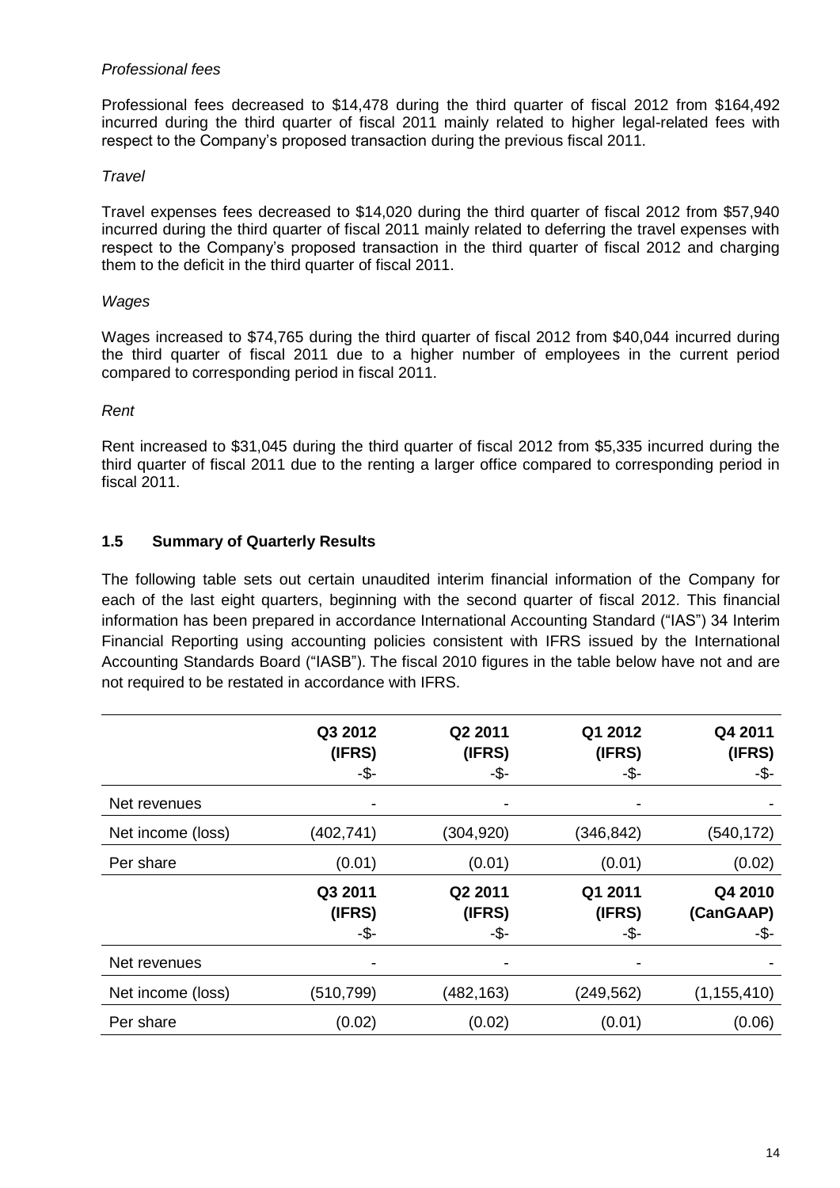*Professional fees*

Professional fees decreased to $14,478 during the third quarter of fiscal 2012 from $164,492 incurred during the third quarter of fiscal 2011 mainly related to higher legal-related fees with respect to the Company's proposed transaction during the previous fiscal 2011.

*Travel*

Travel expenses fees decreased to $14,020 during the third quarter of fiscal 2012 from $57,940 incurred during the third quarter of fiscal 2011 mainly related to deferring the travel expenses with respect to the Company's proposed transaction in the third quarter of fiscal 2012 and charging them to the deficit in the third quarter of fiscal 2011.

*Wages*

Wages increased to $74,765 during the third quarter of fiscal 2012 from $40,044 incurred during the third quarter of fiscal 2011 due to a higher number of employees in the current period compared to corresponding period in fiscal 2011.

*Rent*

Rent increased to $31,045 during the third quarter of fiscal 2012 from $5,335 incurred during the third quarter of fiscal 2011 due to the renting a larger office compared to corresponding period in fiscal 2011.

## 1.5 Summary of Quarterly Results

The following table sets out certain unaudited interim financial information of the Company for each of the last eight quarters, beginning with the second quarter of fiscal 2012. This financial information has been prepared in accordance International Accounting Standard ("IAS") 34 Interim Financial Reporting using accounting policies consistent with IFRS issued by the International Accounting Standards Board ("IASB"). The fiscal 2010 figures in the table below have not and are not required to be restated in accordance with IFRS.

| | Q3 2012 (IFRS) -$- | Q2 2011 (IFRS) -$- | Q1 2012 (IFRS) -$- | Q4 2011 (IFRS) -$- |
|---|---|---|---|---|
| Net revenues | - | - | - | - |
| Net income (loss) | (402,741) | (304,920) | (346,842) | (540,172) |
| Per share | (0.01) | (0.01) | (0.01) | (0.02) |
| | **Q3 2011 (IFRS) -$-** | **Q2 2011 (IFRS) -$-** | **Q1 2011 (IFRS) -$-** | **Q4 2010 (CanGAAP) -$-** |
| Net revenues | - | - | - | - |
| Net income (loss) | (510,799) | (482,163) | (249,562) | (1,155,410) |
| Per share | (0.02) | (0.02) | (0.01) | (0.06) |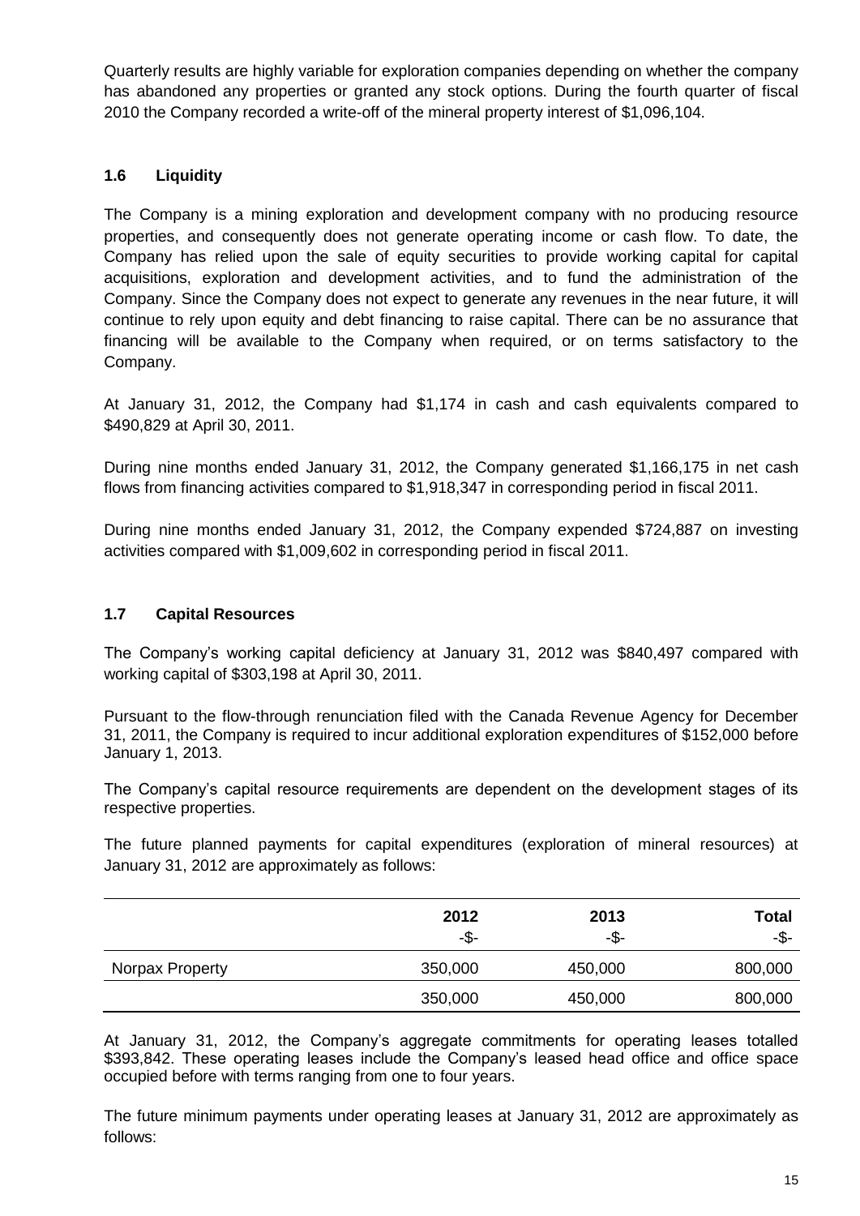Quarterly results are highly variable for exploration companies depending on whether the company has abandoned any properties or granted any stock options. During the fourth quarter of fiscal 2010 the Company recorded a write-off of the mineral property interest of $1,096,104.

### 1.6 Liquidity

The Company is a mining exploration and development company with no producing resource properties, and consequently does not generate operating income or cash flow. To date, the Company has relied upon the sale of equity securities to provide working capital for capital acquisitions, exploration and development activities, and to fund the administration of the Company. Since the Company does not expect to generate any revenues in the near future, it will continue to rely upon equity and debt financing to raise capital. There can be no assurance that financing will be available to the Company when required, or on terms satisfactory to the Company.

At January 31, 2012, the Company had $1,174 in cash and cash equivalents compared to $490,829 at April 30, 2011.

During nine months ended January 31, 2012, the Company generated $1,166,175 in net cash flows from financing activities compared to $1,918,347 in corresponding period in fiscal 2011.

During nine months ended January 31, 2012, the Company expended $724,887 on investing activities compared with $1,009,602 in corresponding period in fiscal 2011.

### 1.7 Capital Resources

The Company's working capital deficiency at January 31, 2012 was $840,497 compared with working capital of $303,198 at April 30, 2011.

Pursuant to the flow-through renunciation filed with the Canada Revenue Agency for December 31, 2011, the Company is required to incur additional exploration expenditures of $152,000 before January 1, 2013.

The Company's capital resource requirements are dependent on the development stages of its respective properties.

The future planned payments for capital expenditures (exploration of mineral resources) at January 31, 2012 are approximately as follows:

| | 2012<br>-$- | 2013<br>-$- | Total<br>-$- |
|---|---|---|---|
| Norpax Property | 350,000 | 450,000 | 800,000 |
| | 350,000 | 450,000 | 800,000 |

At January 31, 2012, the Company's aggregate commitments for operating leases totalled $393,842. These operating leases include the Company's leased head office and office space occupied before with terms ranging from one to four years.

The future minimum payments under operating leases at January 31, 2012 are approximately as follows: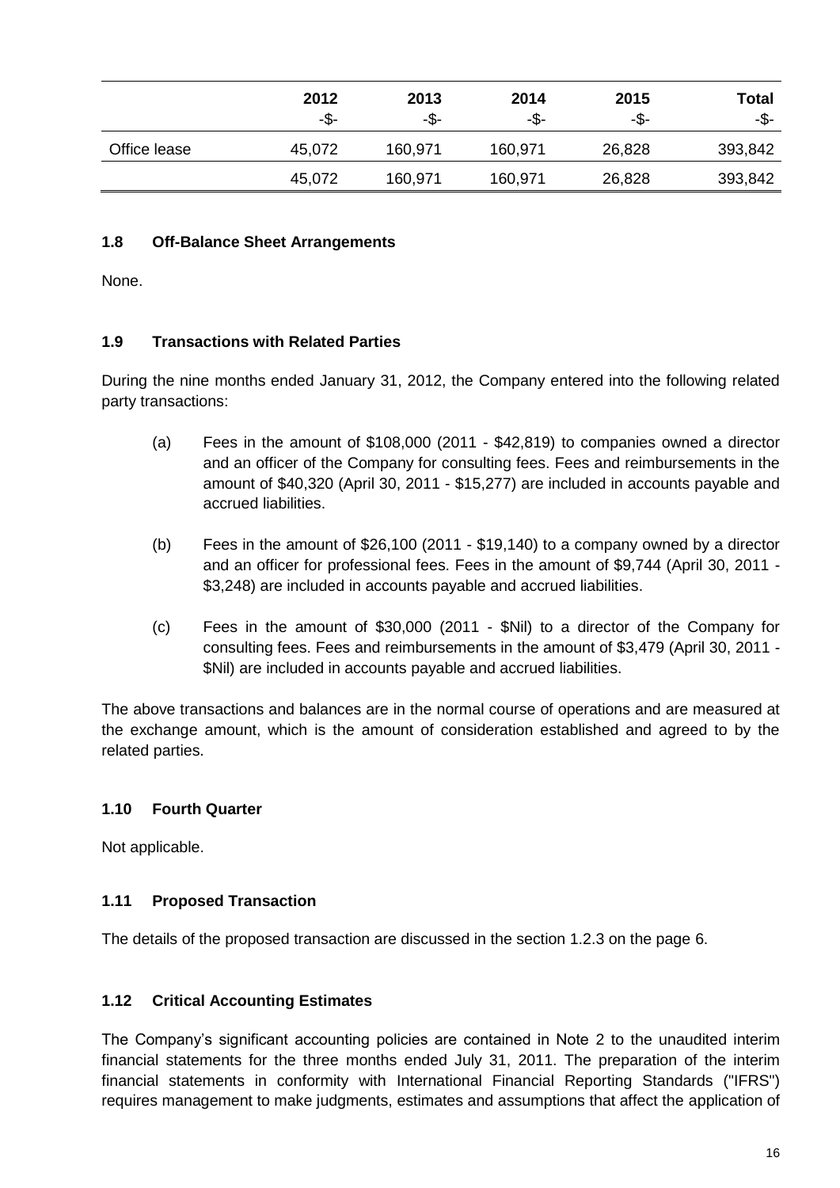| | 2012<br>-$- | 2013<br>-$- | 2014<br>-$- | 2015<br>-$- | Total<br>-$- |
|---|---|---|---|---|---|
| Office lease | 45,072 | 160,971 | 160,971 | 26,828 | 393,842 |
| | 45,072 | 160,971 | 160,971 | 26,828 | 393,842 |

### 1.8 Off-Balance Sheet Arrangements

None.

### 1.9 Transactions with Related Parties

During the nine months ended January 31, 2012, the Company entered into the following related party transactions:

(a) Fees in the amount of $108,000 (2011 - $42,819) to companies owned a director and an officer of the Company for consulting fees. Fees and reimbursements in the amount of $40,320 (April 30, 2011 - $15,277) are included in accounts payable and accrued liabilities.

(b) Fees in the amount of $26,100 (2011 - $19,140) to a company owned by a director and an officer for professional fees. Fees in the amount of $9,744 (April 30, 2011 - $3,248) are included in accounts payable and accrued liabilities.

(c) Fees in the amount of $30,000 (2011 - $Nil) to a director of the Company for consulting fees. Fees and reimbursements in the amount of $3,479 (April 30, 2011 - $Nil) are included in accounts payable and accrued liabilities.

The above transactions and balances are in the normal course of operations and are measured at the exchange amount, which is the amount of consideration established and agreed to by the related parties.

### 1.10 Fourth Quarter

Not applicable.

### 1.11 Proposed Transaction

The details of the proposed transaction are discussed in the section 1.2.3 on the page 6.

### 1.12 Critical Accounting Estimates

The Company's significant accounting policies are contained in Note 2 to the unaudited interim financial statements for the three months ended July 31, 2011. The preparation of the interim financial statements in conformity with International Financial Reporting Standards ("IFRS") requires management to make judgments, estimates and assumptions that affect the application of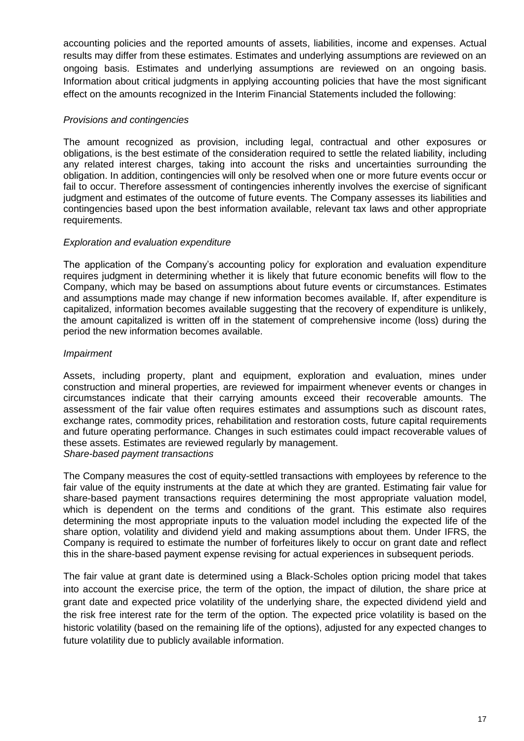accounting policies and the reported amounts of assets, liabilities, income and expenses. Actual results may differ from these estimates. Estimates and underlying assumptions are reviewed on an ongoing basis. Estimates and underlying assumptions are reviewed on an ongoing basis. Information about critical judgments in applying accounting policies that have the most significant effect on the amounts recognized in the Interim Financial Statements included the following:

*Provisions and contingencies*

The amount recognized as provision, including legal, contractual and other exposures or obligations, is the best estimate of the consideration required to settle the related liability, including any related interest charges, taking into account the risks and uncertainties surrounding the obligation. In addition, contingencies will only be resolved when one or more future events occur or fail to occur. Therefore assessment of contingencies inherently involves the exercise of significant judgment and estimates of the outcome of future events. The Company assesses its liabilities and contingencies based upon the best information available, relevant tax laws and other appropriate requirements.

*Exploration and evaluation expenditure*

The application of the Company's accounting policy for exploration and evaluation expenditure requires judgment in determining whether it is likely that future economic benefits will flow to the Company, which may be based on assumptions about future events or circumstances. Estimates and assumptions made may change if new information becomes available. If, after expenditure is capitalized, information becomes available suggesting that the recovery of expenditure is unlikely, the amount capitalized is written off in the statement of comprehensive income (loss) during the period the new information becomes available.

*Impairment*

Assets, including property, plant and equipment, exploration and evaluation, mines under construction and mineral properties, are reviewed for impairment whenever events or changes in circumstances indicate that their carrying amounts exceed their recoverable amounts. The assessment of the fair value often requires estimates and assumptions such as discount rates, exchange rates, commodity prices, rehabilitation and restoration costs, future capital requirements and future operating performance. Changes in such estimates could impact recoverable values of these assets. Estimates are reviewed regularly by management.

*Share-based payment transactions*

The Company measures the cost of equity-settled transactions with employees by reference to the fair value of the equity instruments at the date at which they are granted. Estimating fair value for share-based payment transactions requires determining the most appropriate valuation model, which is dependent on the terms and conditions of the grant. This estimate also requires determining the most appropriate inputs to the valuation model including the expected life of the share option, volatility and dividend yield and making assumptions about them. Under IFRS, the Company is required to estimate the number of forfeitures likely to occur on grant date and reflect this in the share-based payment expense revising for actual experiences in subsequent periods.

The fair value at grant date is determined using a Black-Scholes option pricing model that takes into account the exercise price, the term of the option, the impact of dilution, the share price at grant date and expected price volatility of the underlying share, the expected dividend yield and the risk free interest rate for the term of the option. The expected price volatility is based on the historic volatility (based on the remaining life of the options), adjusted for any expected changes to future volatility due to publicly available information.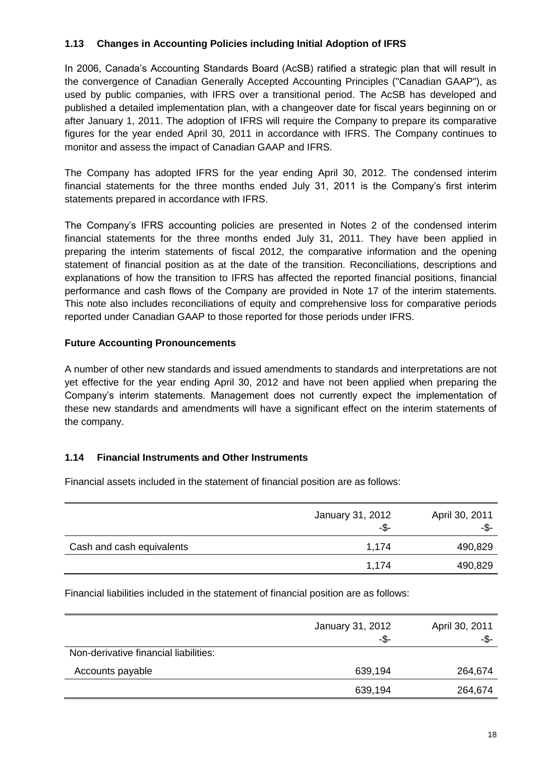### 1.13 Changes in Accounting Policies including Initial Adoption of IFRS

In 2006, Canada's Accounting Standards Board (AcSB) ratified a strategic plan that will result in the convergence of Canadian Generally Accepted Accounting Principles ("Canadian GAAP"), as used by public companies, with IFRS over a transitional period. The AcSB has developed and published a detailed implementation plan, with a changeover date for fiscal years beginning on or after January 1, 2011. The adoption of IFRS will require the Company to prepare its comparative figures for the year ended April 30, 2011 in accordance with IFRS. The Company continues to monitor and assess the impact of Canadian GAAP and IFRS.

The Company has adopted IFRS for the year ending April 30, 2012. The condensed interim financial statements for the three months ended July 31, 2011 is the Company's first interim statements prepared in accordance with IFRS.

The Company's IFRS accounting policies are presented in Notes 2 of the condensed interim financial statements for the three months ended July 31, 2011. They have been applied in preparing the interim statements of fiscal 2012, the comparative information and the opening statement of financial position as at the date of the transition. Reconciliations, descriptions and explanations of how the transition to IFRS has affected the reported financial positions, financial performance and cash flows of the Company are provided in Note 17 of the interim statements. This note also includes reconciliations of equity and comprehensive loss for comparative periods reported under Canadian GAAP to those reported for those periods under IFRS.

**Future Accounting Pronouncements**

A number of other new standards and issued amendments to standards and interpretations are not yet effective for the year ending April 30, 2012 and have not been applied when preparing the Company's interim statements. Management does not currently expect the implementation of these new standards and amendments will have a significant effect on the interim statements of the company.

### 1.14 Financial Instruments and Other Instruments

Financial assets included in the statement of financial position are as follows:

| | January 31, 2012 -$- | April 30, 2011 -$- |
|---|---|---|
| Cash and cash equivalents | 1,174 | 490,829 |
| | 1,174 | 490,829 |

Financial liabilities included in the statement of financial position are as follows:

| | January 31, 2012 -$- | April 30, 2011 -$- |
|---|---|---|
| Non-derivative financial liabilities: | | |
| Accounts payable | 639,194 | 264,674 |
| | 639,194 | 264,674 |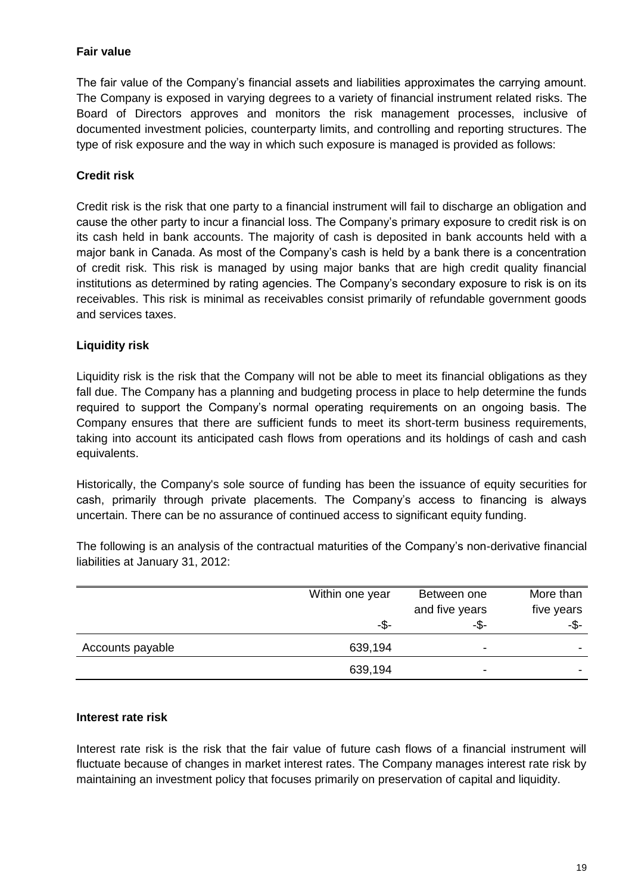### Fair value

The fair value of the Company's financial assets and liabilities approximates the carrying amount. The Company is exposed in varying degrees to a variety of financial instrument related risks. The Board of Directors approves and monitors the risk management processes, inclusive of documented investment policies, counterparty limits, and controlling and reporting structures. The type of risk exposure and the way in which such exposure is managed is provided as follows:

### Credit risk

Credit risk is the risk that one party to a financial instrument will fail to discharge an obligation and cause the other party to incur a financial loss. The Company's primary exposure to credit risk is on its cash held in bank accounts. The majority of cash is deposited in bank accounts held with a major bank in Canada. As most of the Company's cash is held by a bank there is a concentration of credit risk. This risk is managed by using major banks that are high credit quality financial institutions as determined by rating agencies. The Company's secondary exposure to risk is on its receivables. This risk is minimal as receivables consist primarily of refundable government goods and services taxes.

### Liquidity risk

Liquidity risk is the risk that the Company will not be able to meet its financial obligations as they fall due. The Company has a planning and budgeting process in place to help determine the funds required to support the Company's normal operating requirements on an ongoing basis. The Company ensures that there are sufficient funds to meet its short-term business requirements, taking into account its anticipated cash flows from operations and its holdings of cash and cash equivalents.

Historically, the Company's sole source of funding has been the issuance of equity securities for cash, primarily through private placements. The Company's access to financing is always uncertain. There can be no assurance of continued access to significant equity funding.

The following is an analysis of the contractual maturities of the Company's non-derivative financial liabilities at January 31, 2012:

| | Within one year | Between one and five years | More than five years |
|---|---|---|---|
| | -$- | -$- | -$- |
| Accounts payable | 639,194 | - | - |
| | 639,194 | - | - |

### Interest rate risk

Interest rate risk is the risk that the fair value of future cash flows of a financial instrument will fluctuate because of changes in market interest rates. The Company manages interest rate risk by maintaining an investment policy that focuses primarily on preservation of capital and liquidity.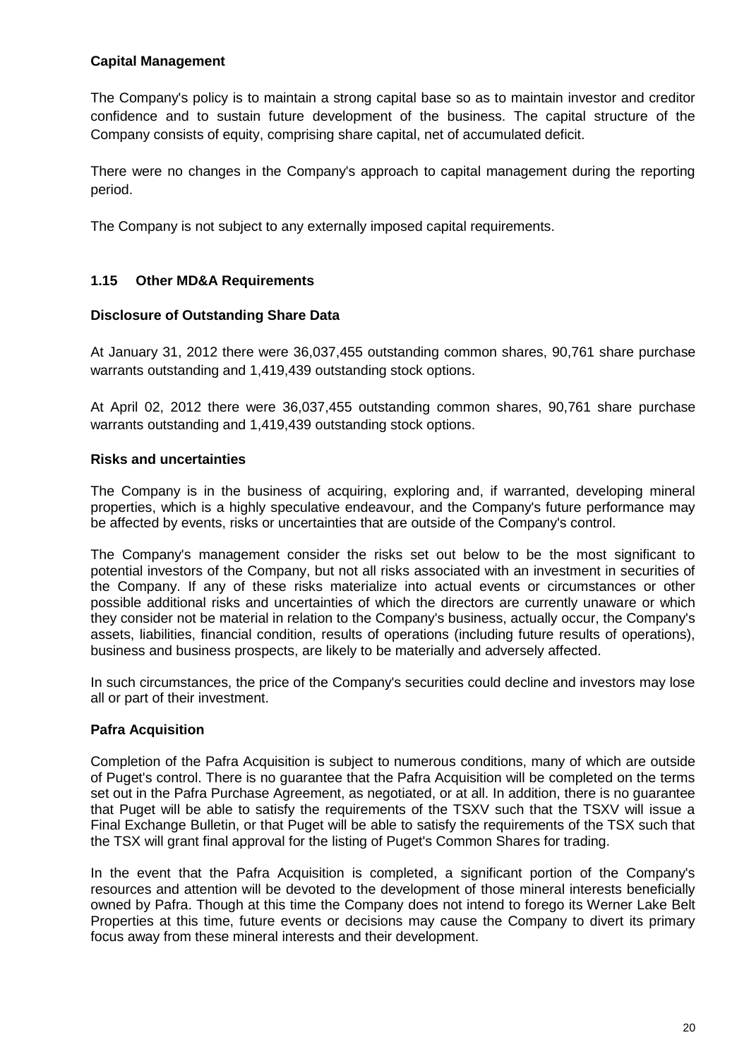**Capital Management**

The Company's policy is to maintain a strong capital base so as to maintain investor and creditor confidence and to sustain future development of the business. The capital structure of the Company consists of equity, comprising share capital, net of accumulated deficit.

There were no changes in the Company's approach to capital management during the reporting period.

The Company is not subject to any externally imposed capital requirements.

## 1.15 Other MD&A Requirements

**Disclosure of Outstanding Share Data**

At January 31, 2012 there were 36,037,455 outstanding common shares, 90,761 share purchase warrants outstanding and 1,419,439 outstanding stock options.

At April 02, 2012 there were 36,037,455 outstanding common shares, 90,761 share purchase warrants outstanding and 1,419,439 outstanding stock options.

**Risks and uncertainties**

The Company is in the business of acquiring, exploring and, if warranted, developing mineral properties, which is a highly speculative endeavour, and the Company's future performance may be affected by events, risks or uncertainties that are outside of the Company's control.

The Company's management consider the risks set out below to be the most significant to potential investors of the Company, but not all risks associated with an investment in securities of the Company. If any of these risks materialize into actual events or circumstances or other possible additional risks and uncertainties of which the directors are currently unaware or which they consider not be material in relation to the Company's business, actually occur, the Company's assets, liabilities, financial condition, results of operations (including future results of operations), business and business prospects, are likely to be materially and adversely affected.

In such circumstances, the price of the Company's securities could decline and investors may lose all or part of their investment.

**Pafra Acquisition**

Completion of the Pafra Acquisition is subject to numerous conditions, many of which are outside of Puget's control. There is no guarantee that the Pafra Acquisition will be completed on the terms set out in the Pafra Purchase Agreement, as negotiated, or at all. In addition, there is no guarantee that Puget will be able to satisfy the requirements of the TSXV such that the TSXV will issue a Final Exchange Bulletin, or that Puget will be able to satisfy the requirements of the TSX such that the TSX will grant final approval for the listing of Puget's Common Shares for trading.

In the event that the Pafra Acquisition is completed, a significant portion of the Company's resources and attention will be devoted to the development of those mineral interests beneficially owned by Pafra. Though at this time the Company does not intend to forego its Werner Lake Belt Properties at this time, future events or decisions may cause the Company to divert its primary focus away from these mineral interests and their development.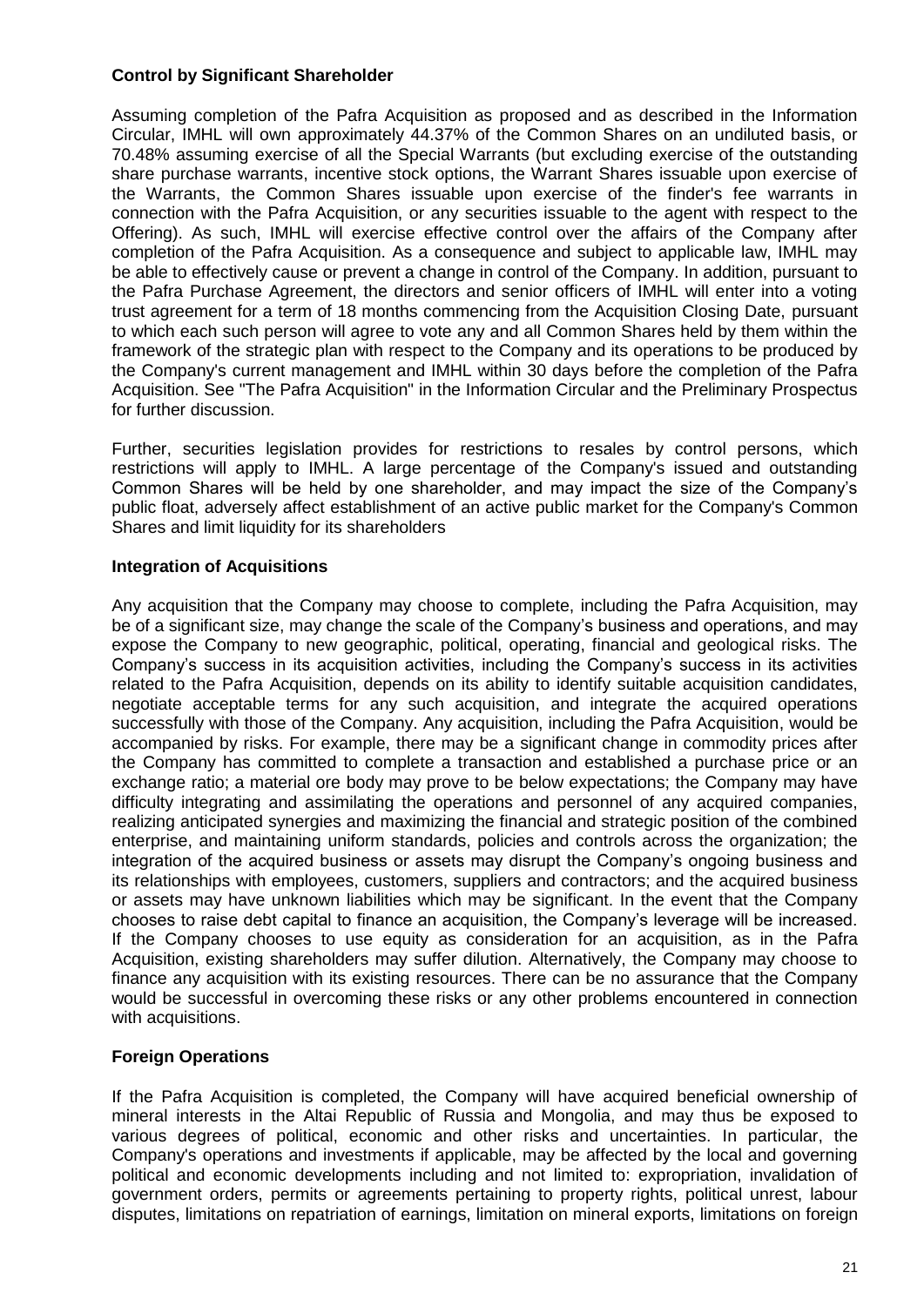**Control by Significant Shareholder**

Assuming completion of the Pafra Acquisition as proposed and as described in the Information Circular, IMHL will own approximately 44.37% of the Common Shares on an undiluted basis, or 70.48% assuming exercise of all the Special Warrants (but excluding exercise of the outstanding share purchase warrants, incentive stock options, the Warrant Shares issuable upon exercise of the Warrants, the Common Shares issuable upon exercise of the finder's fee warrants in connection with the Pafra Acquisition, or any securities issuable to the agent with respect to the Offering). As such, IMHL will exercise effective control over the affairs of the Company after completion of the Pafra Acquisition. As a consequence and subject to applicable law, IMHL may be able to effectively cause or prevent a change in control of the Company. In addition, pursuant to the Pafra Purchase Agreement, the directors and senior officers of IMHL will enter into a voting trust agreement for a term of 18 months commencing from the Acquisition Closing Date, pursuant to which each such person will agree to vote any and all Common Shares held by them within the framework of the strategic plan with respect to the Company and its operations to be produced by the Company's current management and IMHL within 30 days before the completion of the Pafra Acquisition. See "The Pafra Acquisition" in the Information Circular and the Preliminary Prospectus for further discussion.

Further, securities legislation provides for restrictions to resales by control persons, which restrictions will apply to IMHL. A large percentage of the Company's issued and outstanding Common Shares will be held by one shareholder, and may impact the size of the Company's public float, adversely affect establishment of an active public market for the Company's Common Shares and limit liquidity for its shareholders

**Integration of Acquisitions**

Any acquisition that the Company may choose to complete, including the Pafra Acquisition, may be of a significant size, may change the scale of the Company's business and operations, and may expose the Company to new geographic, political, operating, financial and geological risks. The Company's success in its acquisition activities, including the Company's success in its activities related to the Pafra Acquisition, depends on its ability to identify suitable acquisition candidates, negotiate acceptable terms for any such acquisition, and integrate the acquired operations successfully with those of the Company. Any acquisition, including the Pafra Acquisition, would be accompanied by risks. For example, there may be a significant change in commodity prices after the Company has committed to complete a transaction and established a purchase price or an exchange ratio; a material ore body may prove to be below expectations; the Company may have difficulty integrating and assimilating the operations and personnel of any acquired companies, realizing anticipated synergies and maximizing the financial and strategic position of the combined enterprise, and maintaining uniform standards, policies and controls across the organization; the integration of the acquired business or assets may disrupt the Company's ongoing business and its relationships with employees, customers, suppliers and contractors; and the acquired business or assets may have unknown liabilities which may be significant. In the event that the Company chooses to raise debt capital to finance an acquisition, the Company's leverage will be increased. If the Company chooses to use equity as consideration for an acquisition, as in the Pafra Acquisition, existing shareholders may suffer dilution. Alternatively, the Company may choose to finance any acquisition with its existing resources. There can be no assurance that the Company would be successful in overcoming these risks or any other problems encountered in connection with acquisitions.

**Foreign Operations**

If the Pafra Acquisition is completed, the Company will have acquired beneficial ownership of mineral interests in the Altai Republic of Russia and Mongolia, and may thus be exposed to various degrees of political, economic and other risks and uncertainties. In particular, the Company's operations and investments if applicable, may be affected by the local and governing political and economic developments including and not limited to: expropriation, invalidation of government orders, permits or agreements pertaining to property rights, political unrest, labour disputes, limitations on repatriation of earnings, limitation on mineral exports, limitations on foreign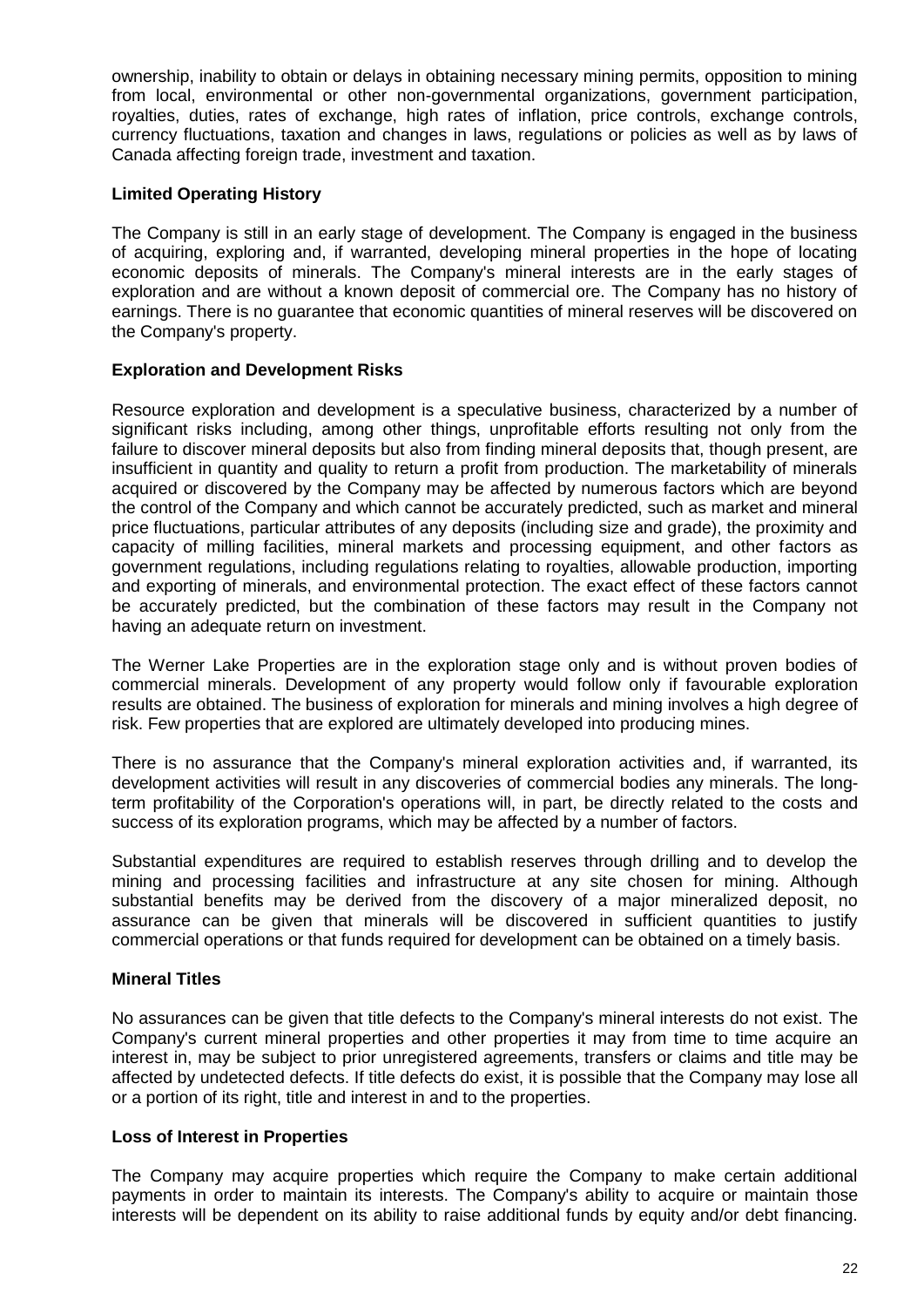ownership, inability to obtain or delays in obtaining necessary mining permits, opposition to mining from local, environmental or other non-governmental organizations, government participation, royalties, duties, rates of exchange, high rates of inflation, price controls, exchange controls, currency fluctuations, taxation and changes in laws, regulations or policies as well as by laws of Canada affecting foreign trade, investment and taxation.

**Limited Operating History**

The Company is still in an early stage of development. The Company is engaged in the business of acquiring, exploring and, if warranted, developing mineral properties in the hope of locating economic deposits of minerals. The Company's mineral interests are in the early stages of exploration and are without a known deposit of commercial ore. The Company has no history of earnings. There is no guarantee that economic quantities of mineral reserves will be discovered on the Company's property.

**Exploration and Development Risks**

Resource exploration and development is a speculative business, characterized by a number of significant risks including, among other things, unprofitable efforts resulting not only from the failure to discover mineral deposits but also from finding mineral deposits that, though present, are insufficient in quantity and quality to return a profit from production. The marketability of minerals acquired or discovered by the Company may be affected by numerous factors which are beyond the control of the Company and which cannot be accurately predicted, such as market and mineral price fluctuations, particular attributes of any deposits (including size and grade), the proximity and capacity of milling facilities, mineral markets and processing equipment, and other factors as government regulations, including regulations relating to royalties, allowable production, importing and exporting of minerals, and environmental protection. The exact effect of these factors cannot be accurately predicted, but the combination of these factors may result in the Company not having an adequate return on investment.

The Werner Lake Properties are in the exploration stage only and is without proven bodies of commercial minerals. Development of any property would follow only if favourable exploration results are obtained. The business of exploration for minerals and mining involves a high degree of risk. Few properties that are explored are ultimately developed into producing mines.

There is no assurance that the Company's mineral exploration activities and, if warranted, its development activities will result in any discoveries of commercial bodies any minerals. The long-term profitability of the Corporation's operations will, in part, be directly related to the costs and success of its exploration programs, which may be affected by a number of factors.

Substantial expenditures are required to establish reserves through drilling and to develop the mining and processing facilities and infrastructure at any site chosen for mining. Although substantial benefits may be derived from the discovery of a major mineralized deposit, no assurance can be given that minerals will be discovered in sufficient quantities to justify commercial operations or that funds required for development can be obtained on a timely basis.

**Mineral Titles**

No assurances can be given that title defects to the Company's mineral interests do not exist. The Company's current mineral properties and other properties it may from time to time acquire an interest in, may be subject to prior unregistered agreements, transfers or claims and title may be affected by undetected defects. If title defects do exist, it is possible that the Company may lose all or a portion of its right, title and interest in and to the properties.

**Loss of Interest in Properties**

The Company may acquire properties which require the Company to make certain additional payments in order to maintain its interests. The Company's ability to acquire or maintain those interests will be dependent on its ability to raise additional funds by equity and/or debt financing.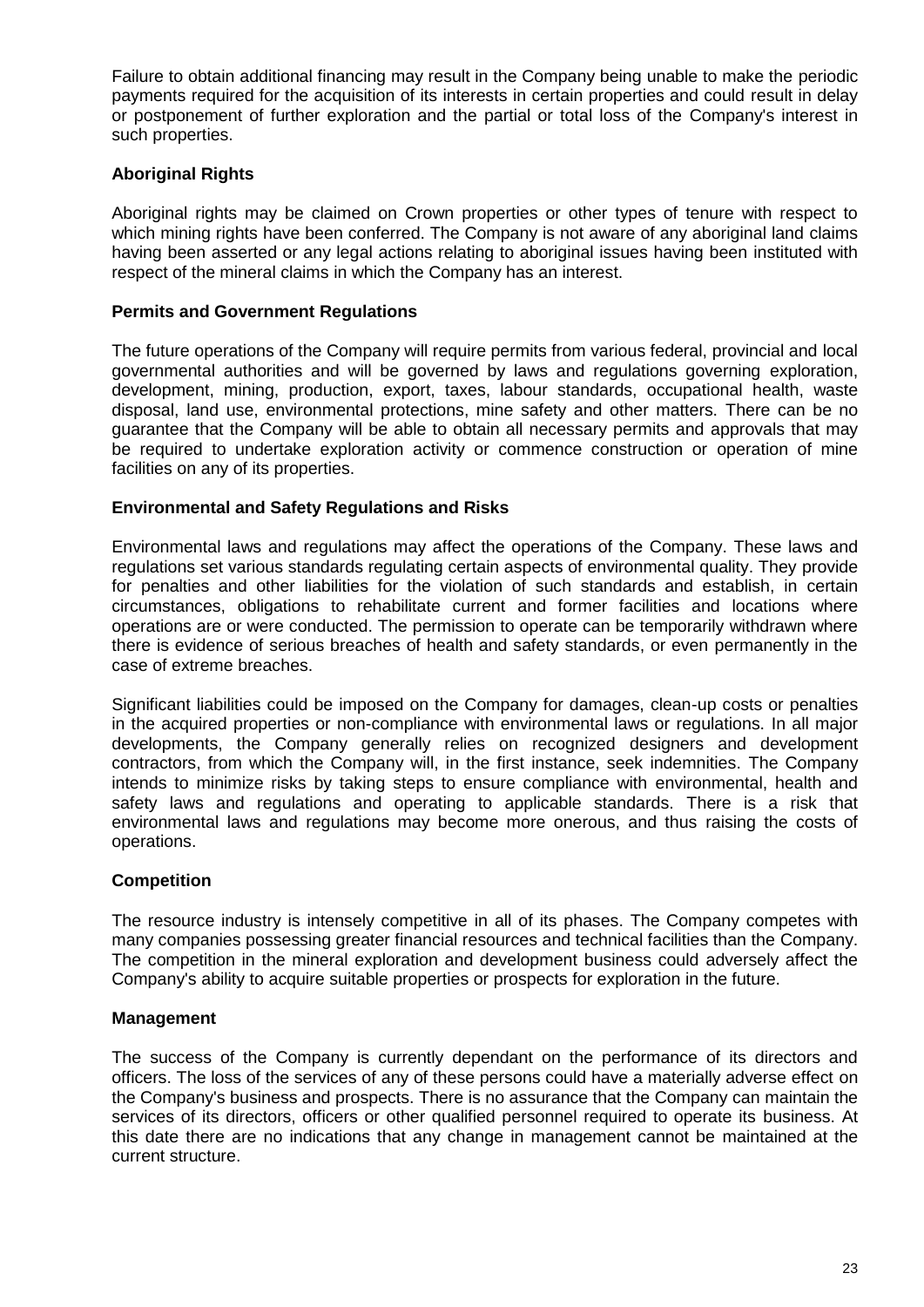Failure to obtain additional financing may result in the Company being unable to make the periodic payments required for the acquisition of its interests in certain properties and could result in delay or postponement of further exploration and the partial or total loss of the Company's interest in such properties.

**Aboriginal Rights**

Aboriginal rights may be claimed on Crown properties or other types of tenure with respect to which mining rights have been conferred. The Company is not aware of any aboriginal land claims having been asserted or any legal actions relating to aboriginal issues having been instituted with respect of the mineral claims in which the Company has an interest.

**Permits and Government Regulations**

The future operations of the Company will require permits from various federal, provincial and local governmental authorities and will be governed by laws and regulations governing exploration, development, mining, production, export, taxes, labour standards, occupational health, waste disposal, land use, environmental protections, mine safety and other matters. There can be no guarantee that the Company will be able to obtain all necessary permits and approvals that may be required to undertake exploration activity or commence construction or operation of mine facilities on any of its properties.

**Environmental and Safety Regulations and Risks**

Environmental laws and regulations may affect the operations of the Company. These laws and regulations set various standards regulating certain aspects of environmental quality. They provide for penalties and other liabilities for the violation of such standards and establish, in certain circumstances, obligations to rehabilitate current and former facilities and locations where operations are or were conducted. The permission to operate can be temporarily withdrawn where there is evidence of serious breaches of health and safety standards, or even permanently in the case of extreme breaches.

Significant liabilities could be imposed on the Company for damages, clean-up costs or penalties in the acquired properties or non-compliance with environmental laws or regulations. In all major developments, the Company generally relies on recognized designers and development contractors, from which the Company will, in the first instance, seek indemnities. The Company intends to minimize risks by taking steps to ensure compliance with environmental, health and safety laws and regulations and operating to applicable standards. There is a risk that environmental laws and regulations may become more onerous, and thus raising the costs of operations.

**Competition**

The resource industry is intensely competitive in all of its phases. The Company competes with many companies possessing greater financial resources and technical facilities than the Company. The competition in the mineral exploration and development business could adversely affect the Company's ability to acquire suitable properties or prospects for exploration in the future.

**Management**

The success of the Company is currently dependant on the performance of its directors and officers. The loss of the services of any of these persons could have a materially adverse effect on the Company's business and prospects. There is no assurance that the Company can maintain the services of its directors, officers or other qualified personnel required to operate its business. At this date there are no indications that any change in management cannot be maintained at the current structure.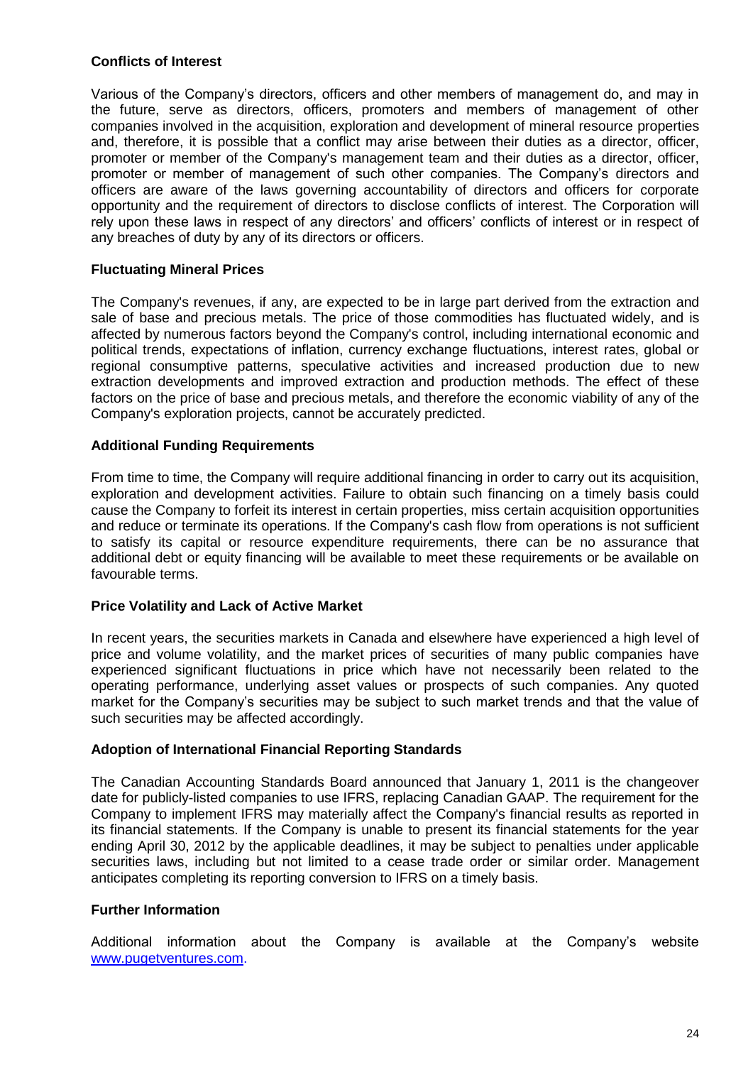**Conflicts of Interest**

Various of the Company's directors, officers and other members of management do, and may in the future, serve as directors, officers, promoters and members of management of other companies involved in the acquisition, exploration and development of mineral resource properties and, therefore, it is possible that a conflict may arise between their duties as a director, officer, promoter or member of the Company's management team and their duties as a director, officer, promoter or member of management of such other companies. The Company's directors and officers are aware of the laws governing accountability of directors and officers for corporate opportunity and the requirement of directors to disclose conflicts of interest. The Corporation will rely upon these laws in respect of any directors' and officers' conflicts of interest or in respect of any breaches of duty by any of its directors or officers.

**Fluctuating Mineral Prices**

The Company's revenues, if any, are expected to be in large part derived from the extraction and sale of base and precious metals. The price of those commodities has fluctuated widely, and is affected by numerous factors beyond the Company's control, including international economic and political trends, expectations of inflation, currency exchange fluctuations, interest rates, global or regional consumptive patterns, speculative activities and increased production due to new extraction developments and improved extraction and production methods. The effect of these factors on the price of base and precious metals, and therefore the economic viability of any of the Company's exploration projects, cannot be accurately predicted.

**Additional Funding Requirements**

From time to time, the Company will require additional financing in order to carry out its acquisition, exploration and development activities. Failure to obtain such financing on a timely basis could cause the Company to forfeit its interest in certain properties, miss certain acquisition opportunities and reduce or terminate its operations. If the Company's cash flow from operations is not sufficient to satisfy its capital or resource expenditure requirements, there can be no assurance that additional debt or equity financing will be available to meet these requirements or be available on favourable terms.

**Price Volatility and Lack of Active Market**

In recent years, the securities markets in Canada and elsewhere have experienced a high level of price and volume volatility, and the market prices of securities of many public companies have experienced significant fluctuations in price which have not necessarily been related to the operating performance, underlying asset values or prospects of such companies. Any quoted market for the Company's securities may be subject to such market trends and that the value of such securities may be affected accordingly.

**Adoption of International Financial Reporting Standards**

The Canadian Accounting Standards Board announced that January 1, 2011 is the changeover date for publicly-listed companies to use IFRS, replacing Canadian GAAP. The requirement for the Company to implement IFRS may materially affect the Company's financial results as reported in its financial statements. If the Company is unable to present its financial statements for the year ending April 30, 2012 by the applicable deadlines, it may be subject to penalties under applicable securities laws, including but not limited to a cease trade order or similar order. Management anticipates completing its reporting conversion to IFRS on a timely basis.

**Further Information**

Additional information about the Company is available at the Company's website [www.pugetventures.com](http://www.pugetventures.com).